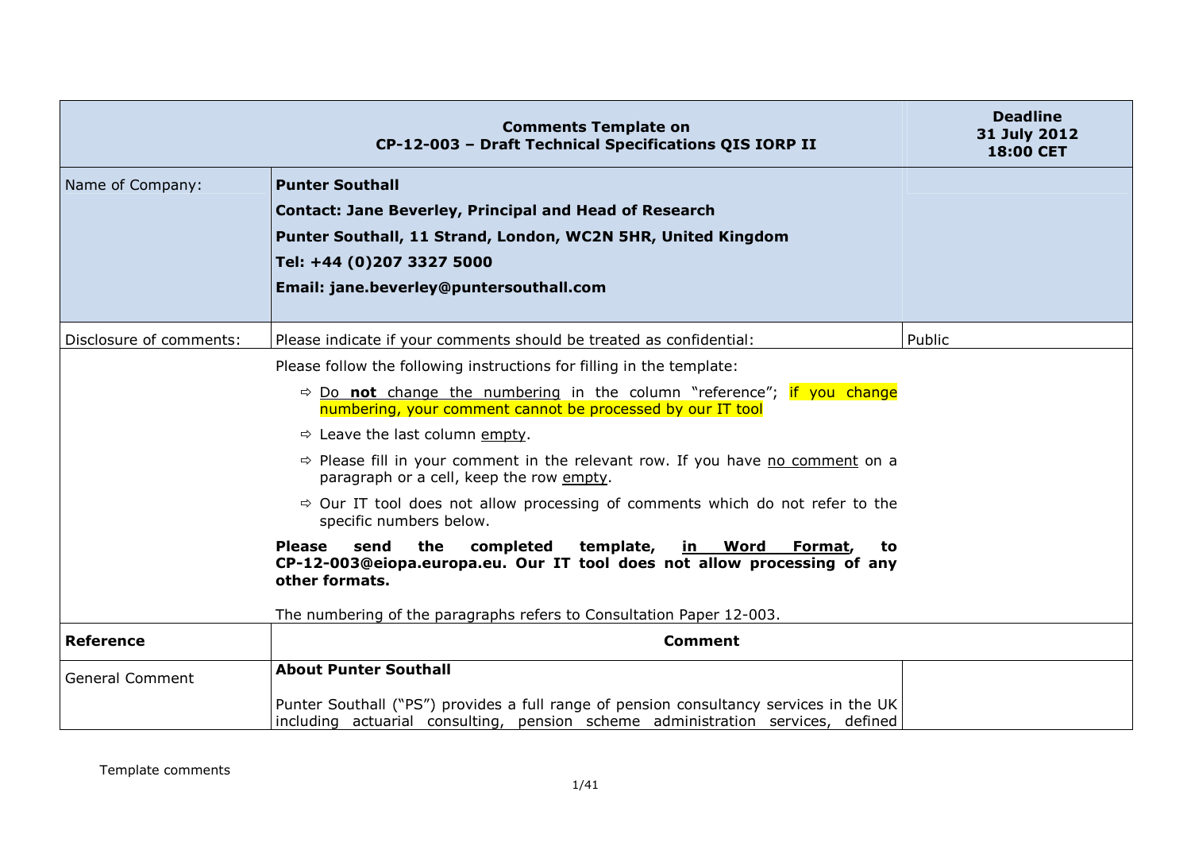| Comments Template on CP-12-003 – Draft Technical Specifications QIS IORP II | | Deadline 31 July 2012 18:00 CET |
|---|---|---|
| Name of Company: | **Punter Southall**<br>**Contact: Jane Beverley, Principal and Head of Research**<br>**Punter Southall, 11 Strand, London, WC2N 5HR, United Kingdom**<br>**Tel: +44 (0)207 3327 5000**<br>**Email: jane.beverley@puntersouthall.com** | |
| Disclosure of comments: | Please indicate if your comments should be treated as confidential: | Public |
| | Please follow the following instructions for filling in the template:<br>⇨ Do **not** change the numbering in the column "reference"; if you change numbering, your comment cannot be processed by our IT tool<br>⇨ Leave the last column empty.<br>⇨ Please fill in your comment in the relevant row. If you have no comment on a paragraph or a cell, keep the row empty.<br>⇨ Our IT tool does not allow processing of comments which do not refer to the specific numbers below.<br>**Please send the completed template, in Word Format, to CP-12-003@eiopa.europa.eu. Our IT tool does not allow processing of any other formats.**<br>The numbering of the paragraphs refers to Consultation Paper 12-003. | |
| **Reference** | **Comment** | |
| General Comment | **About Punter Southall**<br>Punter Southall ("PS") provides a full range of pension consultancy services in the UK including actuarial consulting, pension scheme administration services, defined | |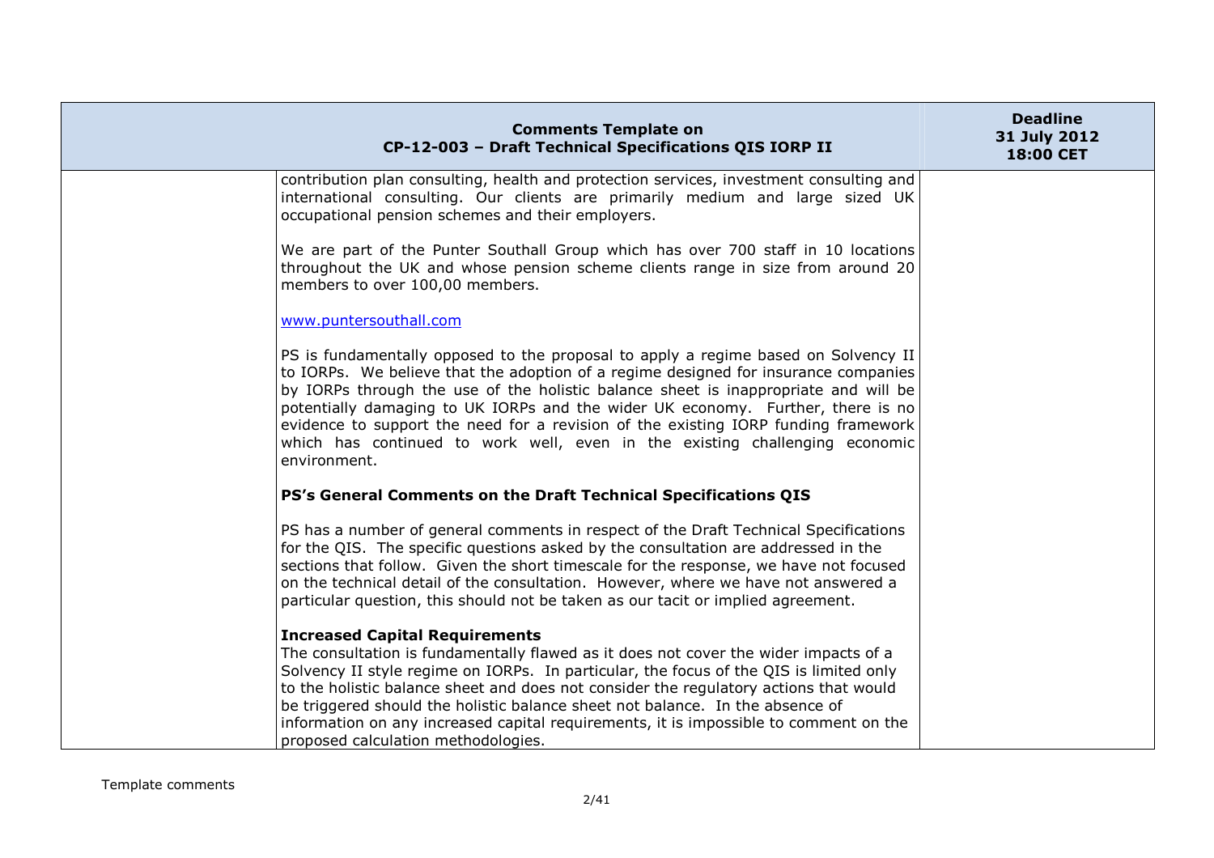contribution plan consulting, health and protection services, investment consulting and international consulting. Our clients are primarily medium and large sized UK occupational pension schemes and their employers.

We are part of the Punter Southall Group which has over 700 staff in 10 locations throughout the UK and whose pension scheme clients range in size from around 20 members to over 100,00 members.

www.puntersouthall.com

PS is fundamentally opposed to the proposal to apply a regime based on Solvency II to IORPs. We believe that the adoption of a regime designed for insurance companies by IORPs through the use of the holistic balance sheet is inappropriate and will be potentially damaging to UK IORPs and the wider UK economy. Further, there is no evidence to support the need for a revision of the existing IORP funding framework which has continued to work well, even in the existing challenging economic environment.

**PS's General Comments on the Draft Technical Specifications QIS**

PS has a number of general comments in respect of the Draft Technical Specifications for the QIS. The specific questions asked by the consultation are addressed in the sections that follow. Given the short timescale for the response, we have not focused on the technical detail of the consultation. However, where we have not answered a particular question, this should not be taken as our tacit or implied agreement.

**Increased Capital Requirements**

The consultation is fundamentally flawed as it does not cover the wider impacts of a Solvency II style regime on IORPs. In particular, the focus of the QIS is limited only to the holistic balance sheet and does not consider the regulatory actions that would be triggered should the holistic balance sheet not balance. In the absence of information on any increased capital requirements, it is impossible to comment on the proposed calculation methodologies.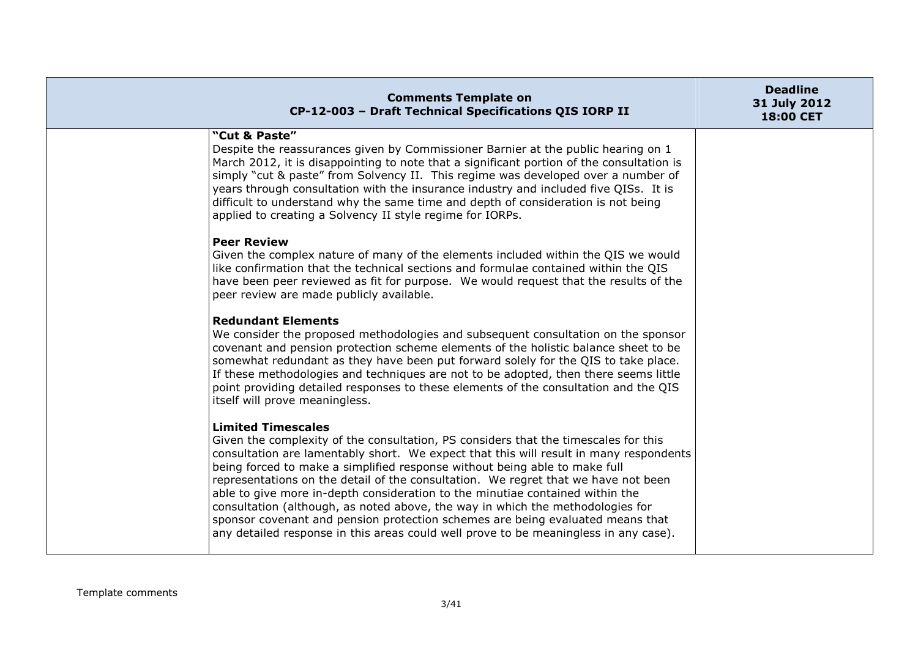| Comments Template on CP-12-003 – Draft Technical Specifications QIS IORP II | | Deadline 31 July 2012 18:00 CET |
|---|---|---|
| | **"Cut & Paste"**<br>Despite the reassurances given by Commissioner Barnier at the public hearing on 1 March 2012, it is disappointing to note that a significant portion of the consultation is simply "cut & paste" from Solvency II. This regime was developed over a number of years through consultation with the insurance industry and included five QISs. It is difficult to understand why the same time and depth of consideration is not being applied to creating a Solvency II style regime for IORPs.<br><br>**Peer Review**<br>Given the complex nature of many of the elements included within the QIS we would like confirmation that the technical sections and formulae contained within the QIS have been peer reviewed as fit for purpose. We would request that the results of the peer review are made publicly available.<br><br>**Redundant Elements**<br>We consider the proposed methodologies and subsequent consultation on the sponsor covenant and pension protection scheme elements of the holistic balance sheet to be somewhat redundant as they have been put forward solely for the QIS to take place. If these methodologies and techniques are not to be adopted, then there seems little point providing detailed responses to these elements of the consultation and the QIS itself will prove meaningless.<br><br>**Limited Timescales**<br>Given the complexity of the consultation, PS considers that the timescales for this consultation are lamentably short. We expect that this will result in many respondents being forced to make a simplified response without being able to make full representations on the detail of the consultation. We regret that we have not been able to give more in-depth consideration to the minutiae contained within the consultation (although, as noted above, the way in which the methodologies for sponsor covenant and pension protection schemes are being evaluated means that any detailed response in this areas could well prove to be meaningless in any case). | |

Template comments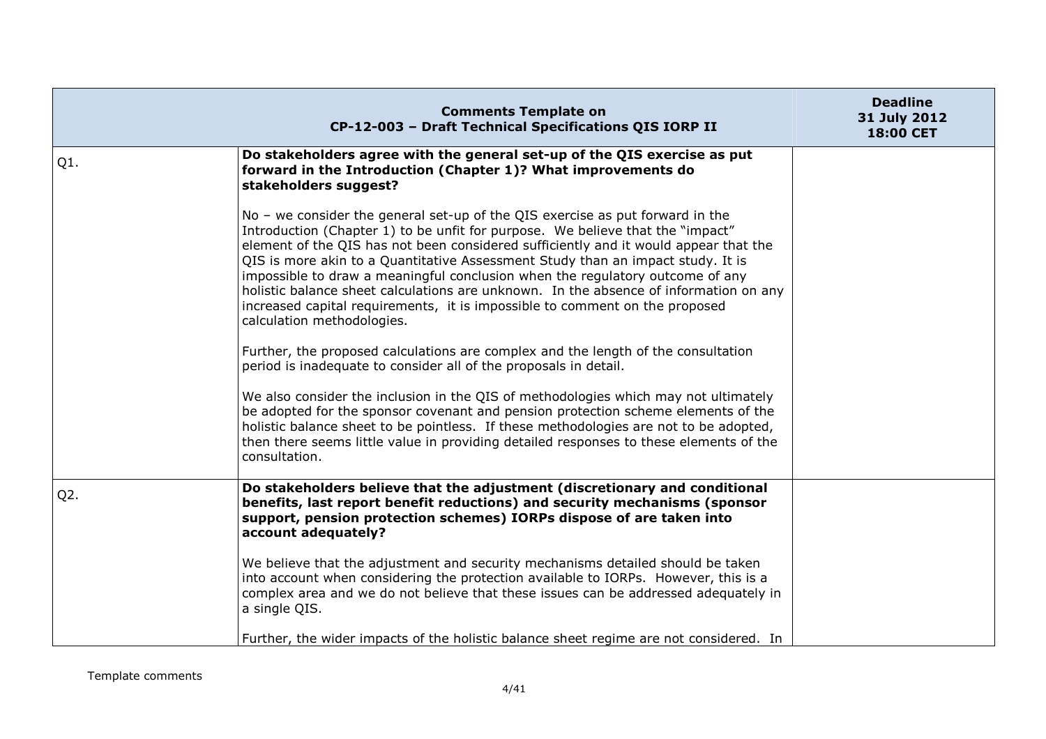| | Comments Template on CP-12-003 – Draft Technical Specifications QIS IORP II | Deadline 31 July 2012 18:00 CET |
|---|---|---|
| Q1. | **Do stakeholders agree with the general set-up of the QIS exercise as put forward in the Introduction (Chapter 1)? What improvements do stakeholders suggest?**<br><br>No – we consider the general set-up of the QIS exercise as put forward in the Introduction (Chapter 1) to be unfit for purpose. We believe that the "impact" element of the QIS has not been considered sufficiently and it would appear that the QIS is more akin to a Quantitative Assessment Study than an impact study. It is impossible to draw a meaningful conclusion when the regulatory outcome of any holistic balance sheet calculations are unknown. In the absence of information on any increased capital requirements, it is impossible to comment on the proposed calculation methodologies.<br><br>Further, the proposed calculations are complex and the length of the consultation period is inadequate to consider all of the proposals in detail.<br><br>We also consider the inclusion in the QIS of methodologies which may not ultimately be adopted for the sponsor covenant and pension protection scheme elements of the holistic balance sheet to be pointless. If these methodologies are not to be adopted, then there seems little value in providing detailed responses to these elements of the consultation. | |
| Q2. | **Do stakeholders believe that the adjustment (discretionary and conditional benefits, last report benefit reductions) and security mechanisms (sponsor support, pension protection schemes) IORPs dispose of are taken into account adequately?**<br><br>We believe that the adjustment and security mechanisms detailed should be taken into account when considering the protection available to IORPs. However, this is a complex area and we do not believe that these issues can be addressed adequately in a single QIS.<br><br>Further, the wider impacts of the holistic balance sheet regime are not considered. In | |

Template comments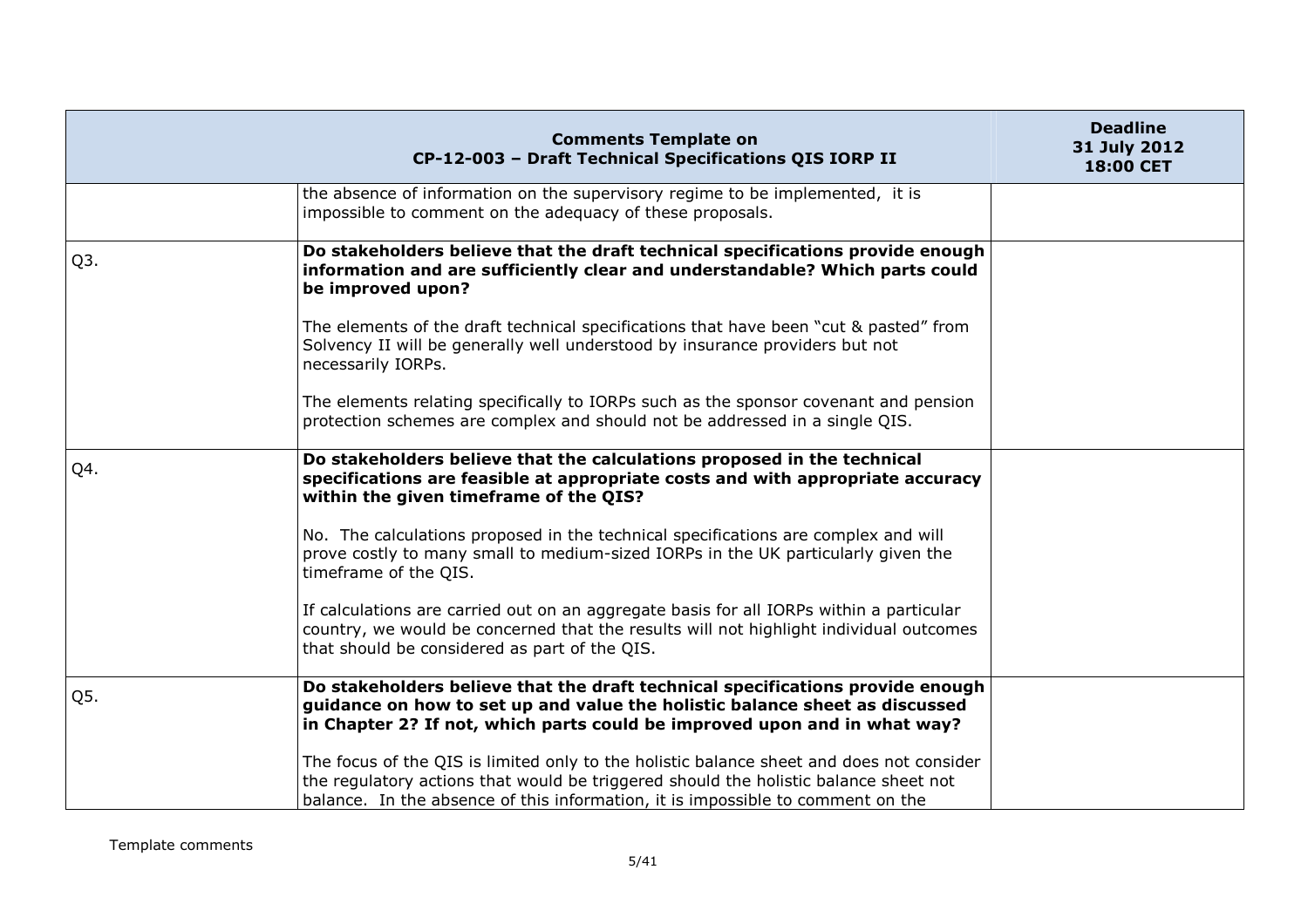| Comments Template on CP-12-003 – Draft Technical Specifications QIS IORP II | | Deadline 31 July 2012 18:00 CET |
|---|---|---|
| | the absence of information on the supervisory regime to be implemented, it is impossible to comment on the adequacy of these proposals. | |
| Q3. | **Do stakeholders believe that the draft technical specifications provide enough information and are sufficiently clear and understandable? Which parts could be improved upon?**<br><br>The elements of the draft technical specifications that have been "cut & pasted" from Solvency II will be generally well understood by insurance providers but not necessarily IORPs.<br><br>The elements relating specifically to IORPs such as the sponsor covenant and pension protection schemes are complex and should not be addressed in a single QIS. | |
| Q4. | **Do stakeholders believe that the calculations proposed in the technical specifications are feasible at appropriate costs and with appropriate accuracy within the given timeframe of the QIS?**<br><br>No. The calculations proposed in the technical specifications are complex and will prove costly to many small to medium-sized IORPs in the UK particularly given the timeframe of the QIS.<br><br>If calculations are carried out on an aggregate basis for all IORPs within a particular country, we would be concerned that the results will not highlight individual outcomes that should be considered as part of the QIS. | |
| Q5. | **Do stakeholders believe that the draft technical specifications provide enough guidance on how to set up and value the holistic balance sheet as discussed in Chapter 2? If not, which parts could be improved upon and in what way?**<br><br>The focus of the QIS is limited only to the holistic balance sheet and does not consider the regulatory actions that would be triggered should the holistic balance sheet not balance. In the absence of this information, it is impossible to comment on the | |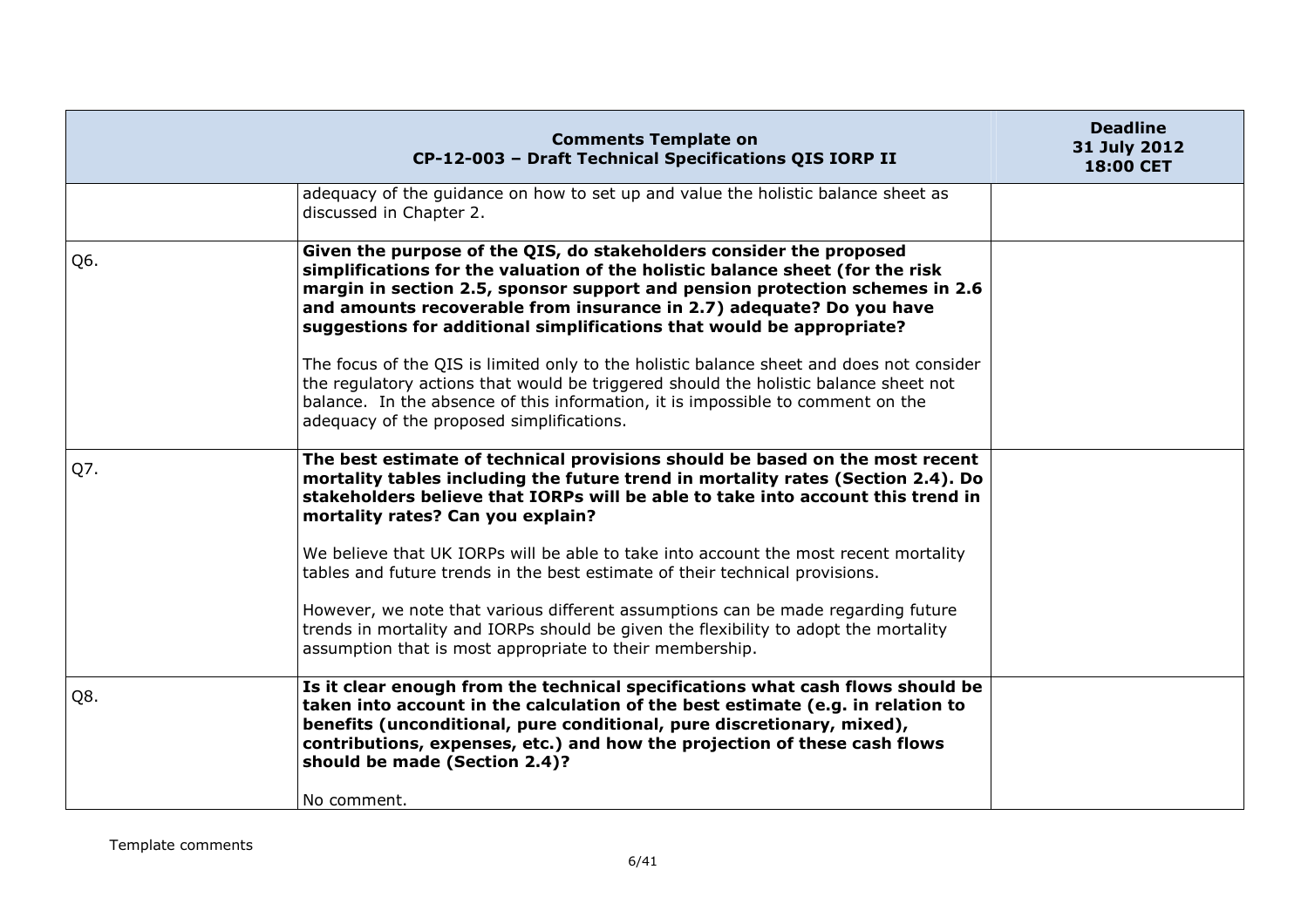| Comments Template on CP-12-003 – Draft Technical Specifications QIS IORP II | | Deadline 31 July 2012 18:00 CET |
|---|---|---|
| | adequacy of the guidance on how to set up and value the holistic balance sheet as discussed in Chapter 2. | |
| Q6. | **Given the purpose of the QIS, do stakeholders consider the proposed simplifications for the valuation of the holistic balance sheet (for the risk margin in section 2.5, sponsor support and pension protection schemes in 2.6 and amounts recoverable from insurance in 2.7) adequate? Do you have suggestions for additional simplifications that would be appropriate?**<br><br>The focus of the QIS is limited only to the holistic balance sheet and does not consider the regulatory actions that would be triggered should the holistic balance sheet not balance. In the absence of this information, it is impossible to comment on the adequacy of the proposed simplifications. | |
| Q7. | **The best estimate of technical provisions should be based on the most recent mortality tables including the future trend in mortality rates (Section 2.4). Do stakeholders believe that IORPs will be able to take into account this trend in mortality rates? Can you explain?**<br><br>We believe that UK IORPs will be able to take into account the most recent mortality tables and future trends in the best estimate of their technical provisions.<br><br>However, we note that various different assumptions can be made regarding future trends in mortality and IORPs should be given the flexibility to adopt the mortality assumption that is most appropriate to their membership. | |
| Q8. | **Is it clear enough from the technical specifications what cash flows should be taken into account in the calculation of the best estimate (e.g. in relation to benefits (unconditional, pure conditional, pure discretionary, mixed), contributions, expenses, etc.) and how the projection of these cash flows should be made (Section 2.4)?**<br><br>No comment. | |

Template comments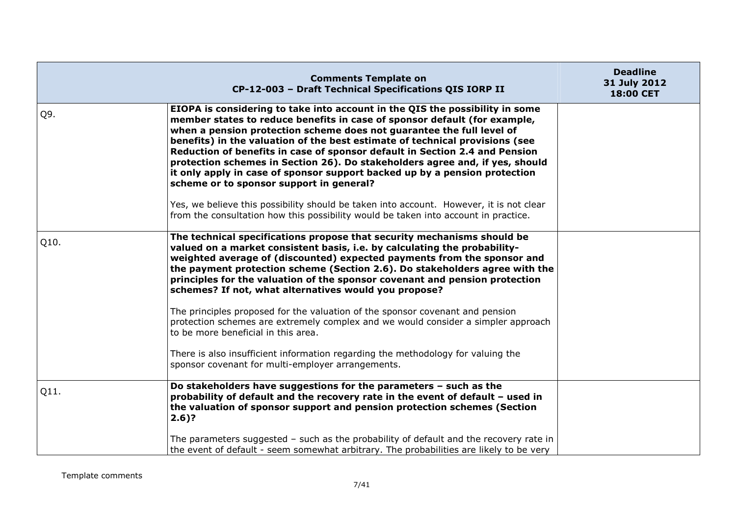| Comments Template on CP-12-003 – Draft Technical Specifications QIS IORP II | | Deadline 31 July 2012 18:00 CET |
|---|---|---|
| Q9. | **EIOPA is considering to take into account in the QIS the possibility in some member states to reduce benefits in case of sponsor default (for example, when a pension protection scheme does not guarantee the full level of benefits) in the valuation of the best estimate of technical provisions (see Reduction of benefits in case of sponsor default in Section 2.4 and Pension protection schemes in Section 26). Do stakeholders agree and, if yes, should it only apply in case of sponsor support backed up by a pension protection scheme or to sponsor support in general?**<br><br>Yes, we believe this possibility should be taken into account. However, it is not clear from the consultation how this possibility would be taken into account in practice. | |
| Q10. | **The technical specifications propose that security mechanisms should be valued on a market consistent basis, i.e. by calculating the probability-weighted average of (discounted) expected payments from the sponsor and the payment protection scheme (Section 2.6). Do stakeholders agree with the principles for the valuation of the sponsor covenant and pension protection schemes? If not, what alternatives would you propose?**<br><br>The principles proposed for the valuation of the sponsor covenant and pension protection schemes are extremely complex and we would consider a simpler approach to be more beneficial in this area.<br><br>There is also insufficient information regarding the methodology for valuing the sponsor covenant for multi-employer arrangements. | |
| Q11. | **Do stakeholders have suggestions for the parameters – such as the probability of default and the recovery rate in the event of default – used in the valuation of sponsor support and pension protection schemes (Section 2.6)?**<br><br>The parameters suggested – such as the probability of default and the recovery rate in the event of default - seem somewhat arbitrary. The probabilities are likely to be very | |

Template comments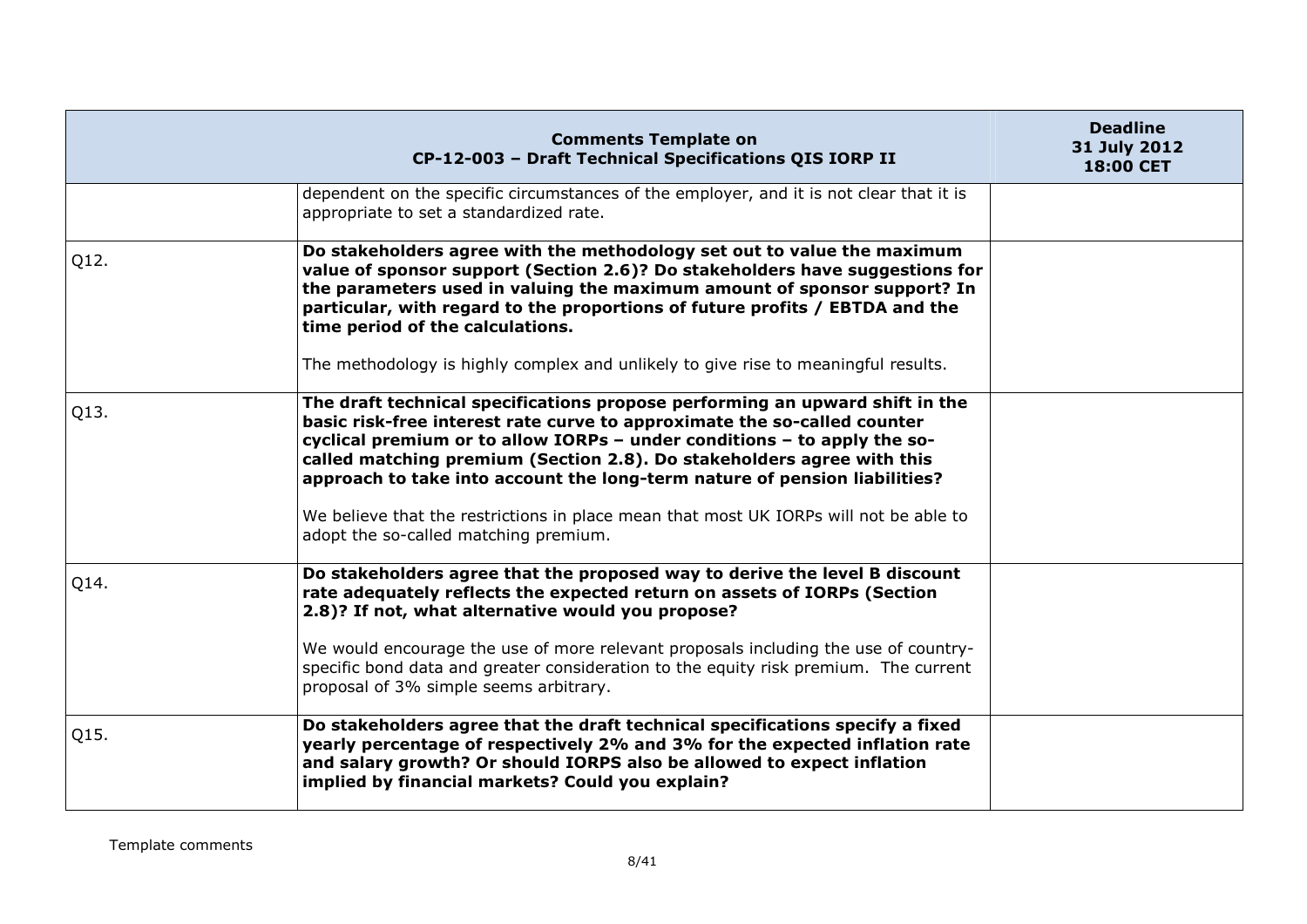| Comments Template on CP-12-003 – Draft Technical Specifications QIS IORP II | | Deadline 31 July 2012 18:00 CET |
|---|---|---|
| | dependent on the specific circumstances of the employer, and it is not clear that it is appropriate to set a standardized rate. | |
| Q12. | **Do stakeholders agree with the methodology set out to value the maximum value of sponsor support (Section 2.6)? Do stakeholders have suggestions for the parameters used in valuing the maximum amount of sponsor support? In particular, with regard to the proportions of future profits / EBTDA and the time period of the calculations.**<br><br>The methodology is highly complex and unlikely to give rise to meaningful results. | |
| Q13. | **The draft technical specifications propose performing an upward shift in the basic risk-free interest rate curve to approximate the so-called counter cyclical premium or to allow IORPs – under conditions – to apply the so-called matching premium (Section 2.8). Do stakeholders agree with this approach to take into account the long-term nature of pension liabilities?**<br><br>We believe that the restrictions in place mean that most UK IORPs will not be able to adopt the so-called matching premium. | |
| Q14. | **Do stakeholders agree that the proposed way to derive the level B discount rate adequately reflects the expected return on assets of IORPs (Section 2.8)? If not, what alternative would you propose?**<br><br>We would encourage the use of more relevant proposals including the use of country-specific bond data and greater consideration to the equity risk premium. The current proposal of 3% simple seems arbitrary. | |
| Q15. | **Do stakeholders agree that the draft technical specifications specify a fixed yearly percentage of respectively 2% and 3% for the expected inflation rate and salary growth? Or should IORPS also be allowed to expect inflation implied by financial markets? Could you explain?** | |

Template comments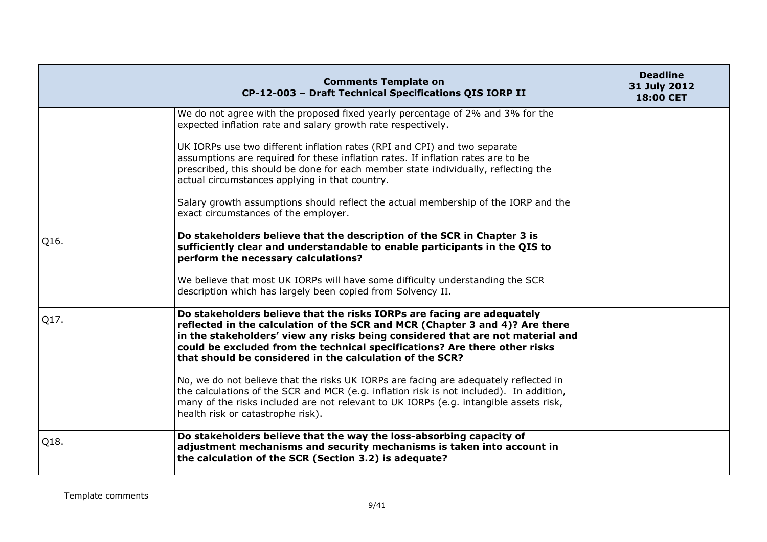| Comments Template on CP-12-003 – Draft Technical Specifications QIS IORP II | | Deadline 31 July 2012 18:00 CET |
|---|---|---|
| | We do not agree with the proposed fixed yearly percentage of 2% and 3% for the expected inflation rate and salary growth rate respectively.<br><br>UK IORPs use two different inflation rates (RPI and CPI) and two separate assumptions are required for these inflation rates. If inflation rates are to be prescribed, this should be done for each member state individually, reflecting the actual circumstances applying in that country.<br><br>Salary growth assumptions should reflect the actual membership of the IORP and the exact circumstances of the employer. | |
| Q16. | **Do stakeholders believe that the description of the SCR in Chapter 3 is sufficiently clear and understandable to enable participants in the QIS to perform the necessary calculations?**<br><br>We believe that most UK IORPs will have some difficulty understanding the SCR description which has largely been copied from Solvency II. | |
| Q17. | **Do stakeholders believe that the risks IORPs are facing are adequately reflected in the calculation of the SCR and MCR (Chapter 3 and 4)? Are there in the stakeholders' view any risks being considered that are not material and could be excluded from the technical specifications? Are there other risks that should be considered in the calculation of the SCR?**<br><br>No, we do not believe that the risks UK IORPs are facing are adequately reflected in the calculations of the SCR and MCR (e.g. inflation risk is not included). In addition, many of the risks included are not relevant to UK IORPs (e.g. intangible assets risk, health risk or catastrophe risk). | |
| Q18. | **Do stakeholders believe that the way the loss-absorbing capacity of adjustment mechanisms and security mechanisms is taken into account in the calculation of the SCR (Section 3.2) is adequate?** | |

Template comments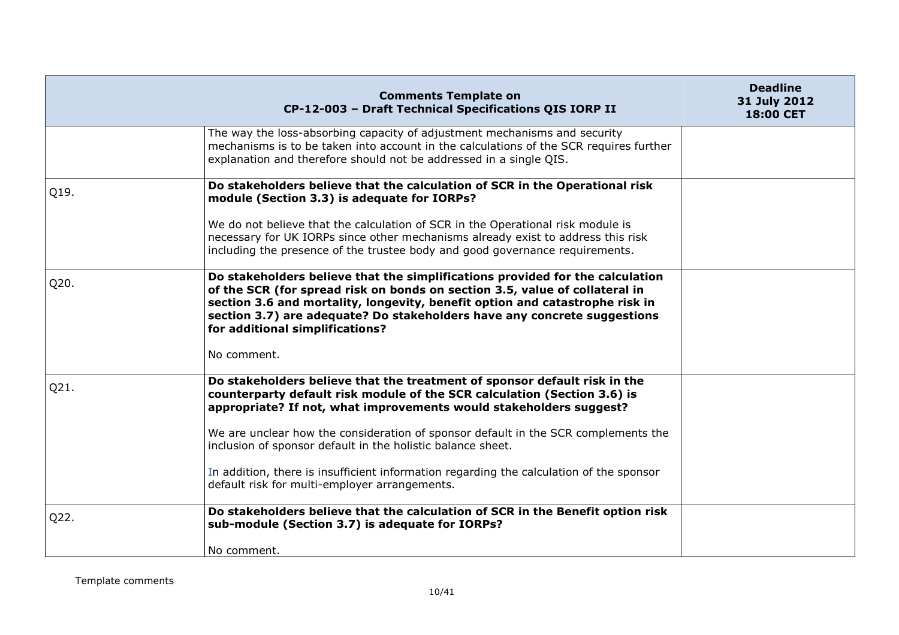| Comments Template on CP-12-003 – Draft Technical Specifications QIS IORP II | | Deadline 31 July 2012 18:00 CET |
|---|---|---|
| | The way the loss-absorbing capacity of adjustment mechanisms and security mechanisms is to be taken into account in the calculations of the SCR requires further explanation and therefore should not be addressed in a single QIS. | |
| Q19. | **Do stakeholders believe that the calculation of SCR in the Operational risk module (Section 3.3) is adequate for IORPs?**<br><br>We do not believe that the calculation of SCR in the Operational risk module is necessary for UK IORPs since other mechanisms already exist to address this risk including the presence of the trustee body and good governance requirements. | |
| Q20. | **Do stakeholders believe that the simplifications provided for the calculation of the SCR (for spread risk on bonds on section 3.5, value of collateral in section 3.6 and mortality, longevity, benefit option and catastrophe risk in section 3.7) are adequate? Do stakeholders have any concrete suggestions for additional simplifications?**<br><br>No comment. | |
| Q21. | **Do stakeholders believe that the treatment of sponsor default risk in the counterparty default risk module of the SCR calculation (Section 3.6) is appropriate? If not, what improvements would stakeholders suggest?**<br><br>We are unclear how the consideration of sponsor default in the SCR complements the inclusion of sponsor default in the holistic balance sheet.<br><br>In addition, there is insufficient information regarding the calculation of the sponsor default risk for multi-employer arrangements. | |
| Q22. | **Do stakeholders believe that the calculation of SCR in the Benefit option risk sub-module (Section 3.7) is adequate for IORPs?**<br><br>No comment. | |

Template comments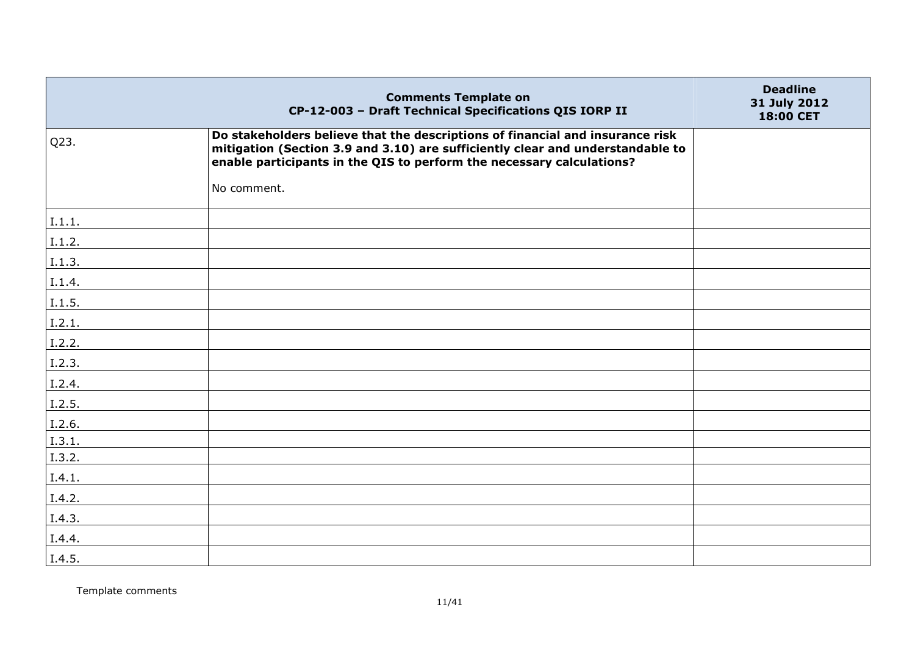| | Comments Template on CP-12-003 – Draft Technical Specifications QIS IORP II | Deadline 31 July 2012 18:00 CET |
|---|---|---|
| Q23. | **Do stakeholders believe that the descriptions of financial and insurance risk mitigation (Section 3.9 and 3.10) are sufficiently clear and understandable to enable participants in the QIS to perform the necessary calculations?**<br><br>No comment. | |
| I.1.1. | | |
| I.1.2. | | |
| I.1.3. | | |
| I.1.4. | | |
| I.1.5. | | |
| I.2.1. | | |
| I.2.2. | | |
| I.2.3. | | |
| I.2.4. | | |
| I.2.5. | | |
| I.2.6. | | |
| I.3.1. | | |
| I.3.2. | | |
| I.4.1. | | |
| I.4.2. | | |
| I.4.3. | | |
| I.4.4. | | |
| I.4.5. | | |

Template comments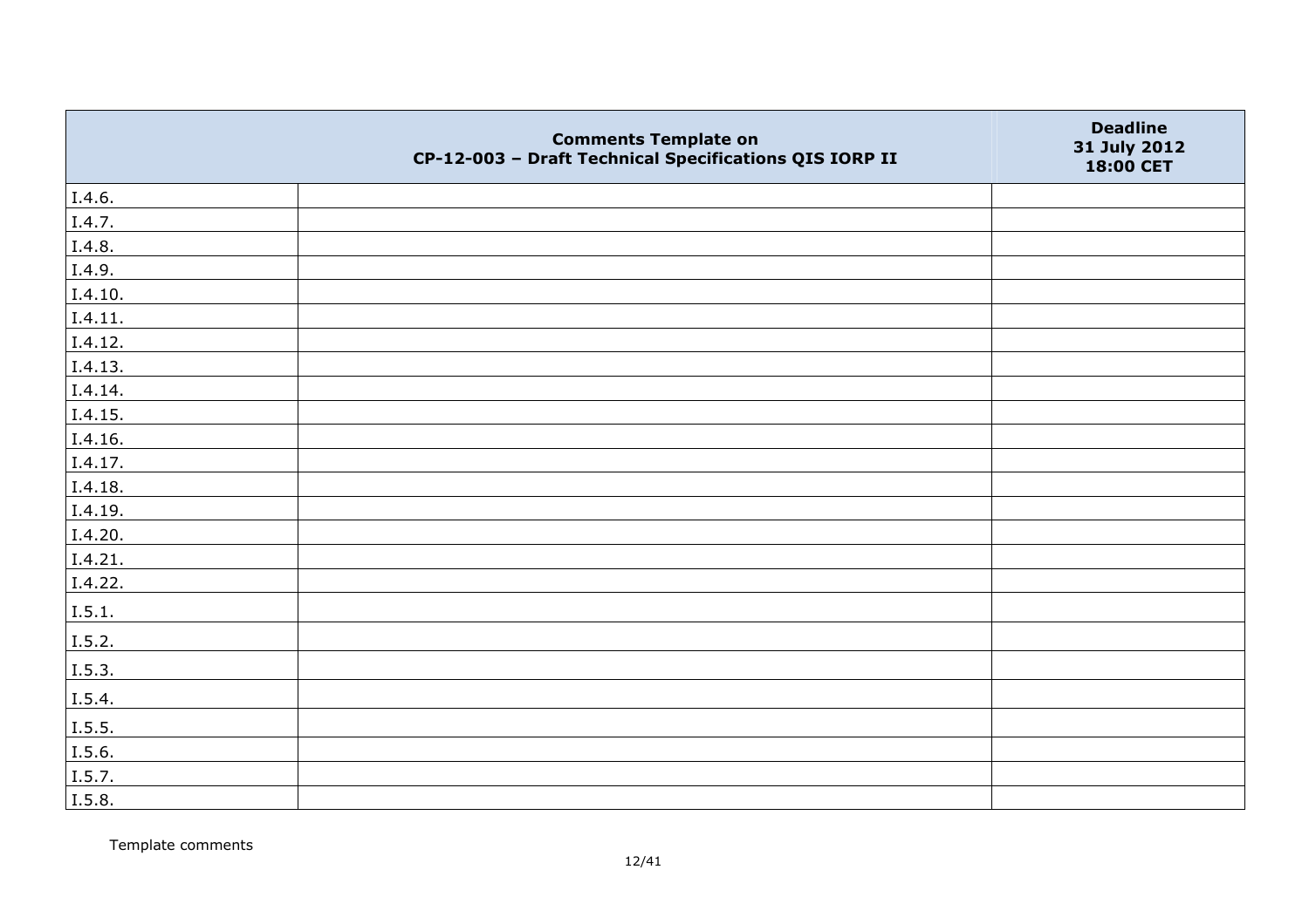| | Comments Template on CP-12-003 – Draft Technical Specifications QIS IORP II | Deadline 31 July 2012 18:00 CET |
|---|---|---|
| I.4.6. | | |
| I.4.7. | | |
| I.4.8. | | |
| I.4.9. | | |
| I.4.10. | | |
| I.4.11. | | |
| I.4.12. | | |
| I.4.13. | | |
| I.4.14. | | |
| I.4.15. | | |
| I.4.16. | | |
| I.4.17. | | |
| I.4.18. | | |
| I.4.19. | | |
| I.4.20. | | |
| I.4.21. | | |
| I.4.22. | | |
| I.5.1. | | |
| I.5.2. | | |
| I.5.3. | | |
| I.5.4. | | |
| I.5.5. | | |
| I.5.6. | | |
| I.5.7. | | |
| I.5.8. | | |

Template comments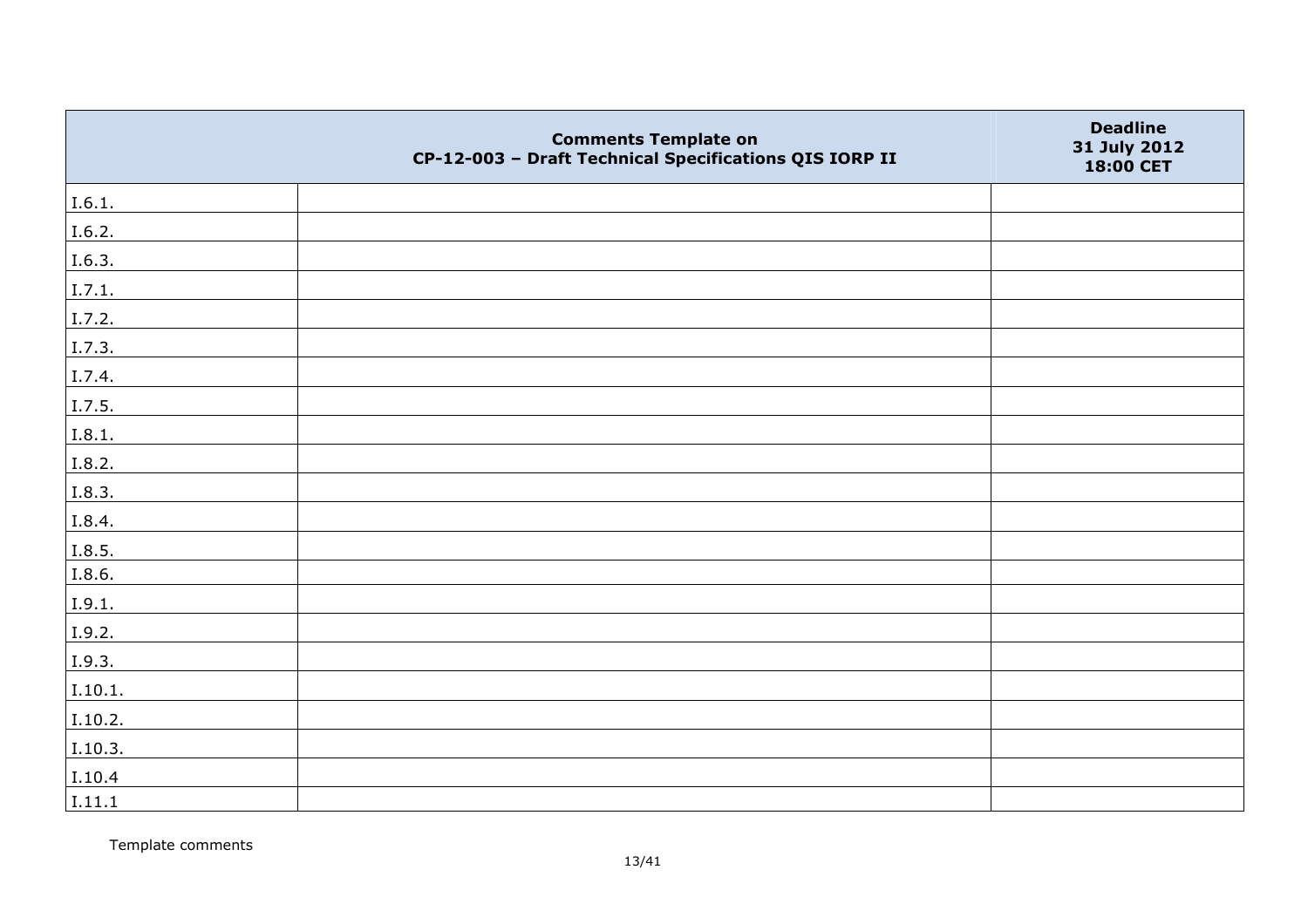|  | Comments Template on CP-12-003 – Draft Technical Specifications QIS IORP II | Deadline 31 July 2012 18:00 CET |
|---|---|---|
| I.6.1. |  |  |
| I.6.2. |  |  |
| I.6.3. |  |  |
| I.7.1. |  |  |
| I.7.2. |  |  |
| I.7.3. |  |  |
| I.7.4. |  |  |
| I.7.5. |  |  |
| I.8.1. |  |  |
| I.8.2. |  |  |
| I.8.3. |  |  |
| I.8.4. |  |  |
| I.8.5. |  |  |
| I.8.6. |  |  |
| I.9.1. |  |  |
| I.9.2. |  |  |
| I.9.3. |  |  |
| I.10.1. |  |  |
| I.10.2. |  |  |
| I.10.3. |  |  |
| I.10.4 |  |  |
| I.11.1 |  |  |

Template comments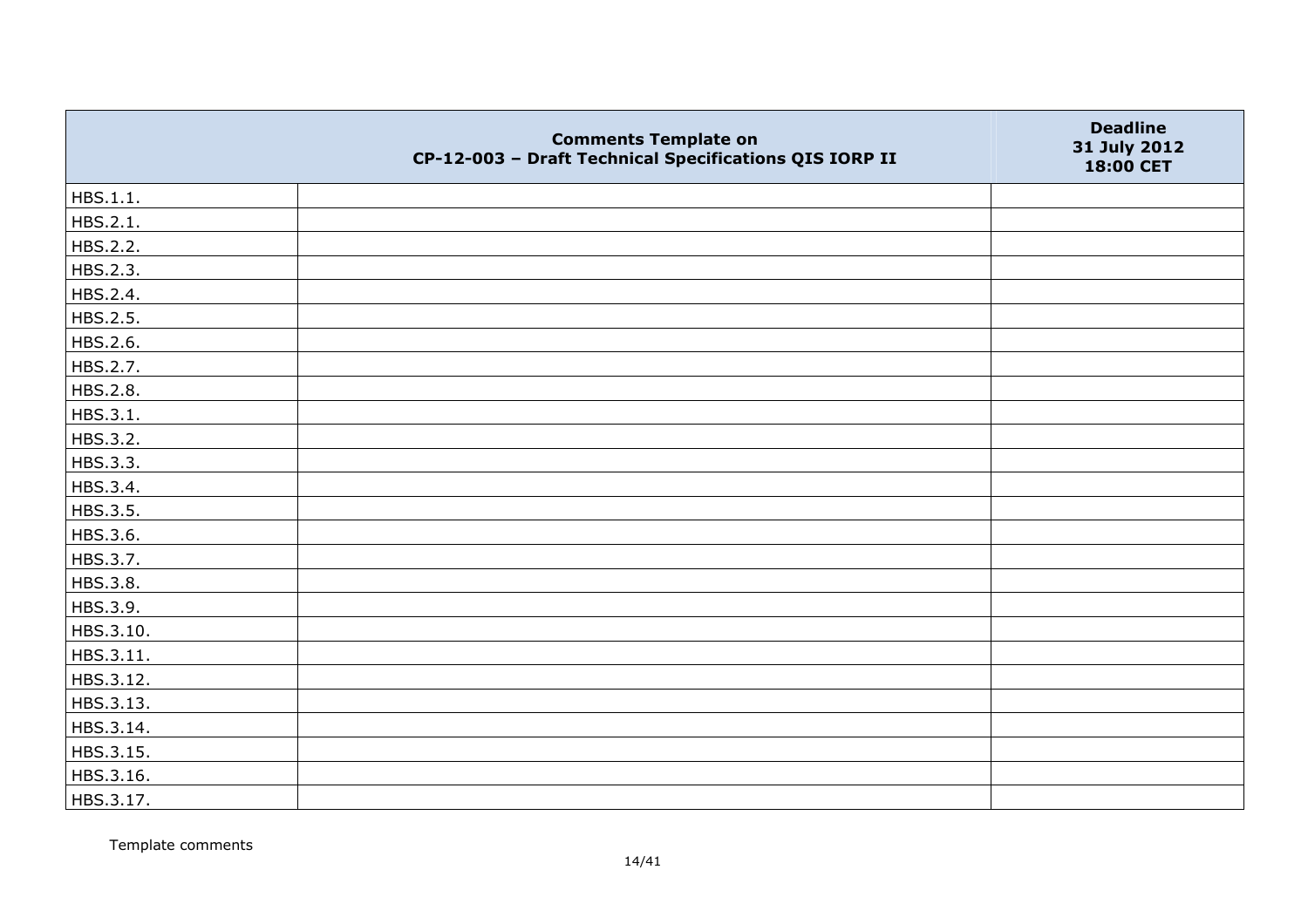| | Comments Template on CP-12-003 – Draft Technical Specifications QIS IORP II | Deadline 31 July 2012 18:00 CET |
|---|---|---|
| HBS.1.1. | | |
| HBS.2.1. | | |
| HBS.2.2. | | |
| HBS.2.3. | | |
| HBS.2.4. | | |
| HBS.2.5. | | |
| HBS.2.6. | | |
| HBS.2.7. | | |
| HBS.2.8. | | |
| HBS.3.1. | | |
| HBS.3.2. | | |
| HBS.3.3. | | |
| HBS.3.4. | | |
| HBS.3.5. | | |
| HBS.3.6. | | |
| HBS.3.7. | | |
| HBS.3.8. | | |
| HBS.3.9. | | |
| HBS.3.10. | | |
| HBS.3.11. | | |
| HBS.3.12. | | |
| HBS.3.13. | | |
| HBS.3.14. | | |
| HBS.3.15. | | |
| HBS.3.16. | | |
| HBS.3.17. | | |

Template comments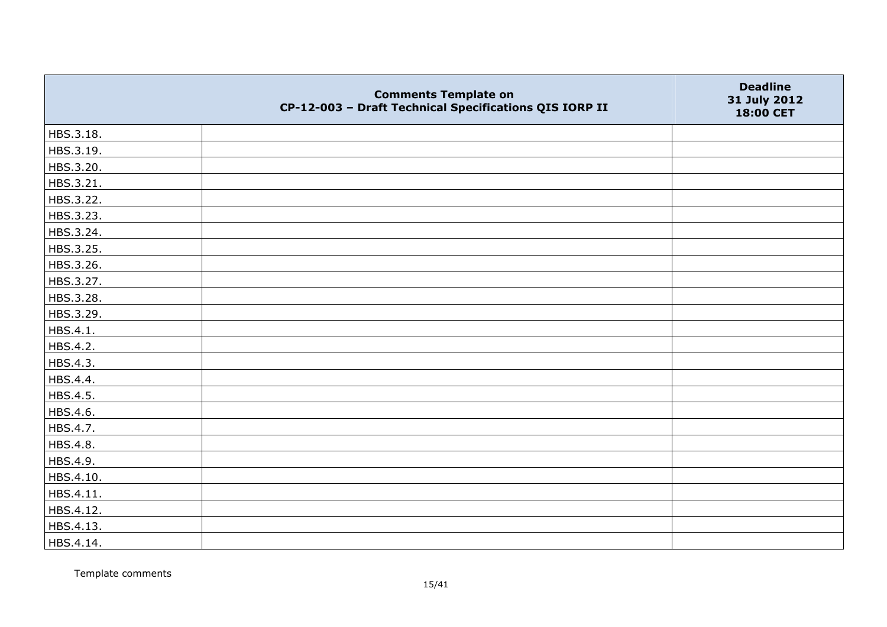|  | Comments Template on CP-12-003 – Draft Technical Specifications QIS IORP II | Deadline 31 July 2012 18:00 CET |
|---|---|---|
| HBS.3.18. |  |  |
| HBS.3.19. |  |  |
| HBS.3.20. |  |  |
| HBS.3.21. |  |  |
| HBS.3.22. |  |  |
| HBS.3.23. |  |  |
| HBS.3.24. |  |  |
| HBS.3.25. |  |  |
| HBS.3.26. |  |  |
| HBS.3.27. |  |  |
| HBS.3.28. |  |  |
| HBS.3.29. |  |  |
| HBS.4.1. |  |  |
| HBS.4.2. |  |  |
| HBS.4.3. |  |  |
| HBS.4.4. |  |  |
| HBS.4.5. |  |  |
| HBS.4.6. |  |  |
| HBS.4.7. |  |  |
| HBS.4.8. |  |  |
| HBS.4.9. |  |  |
| HBS.4.10. |  |  |
| HBS.4.11. |  |  |
| HBS.4.12. |  |  |
| HBS.4.13. |  |  |
| HBS.4.14. |  |  |

Template comments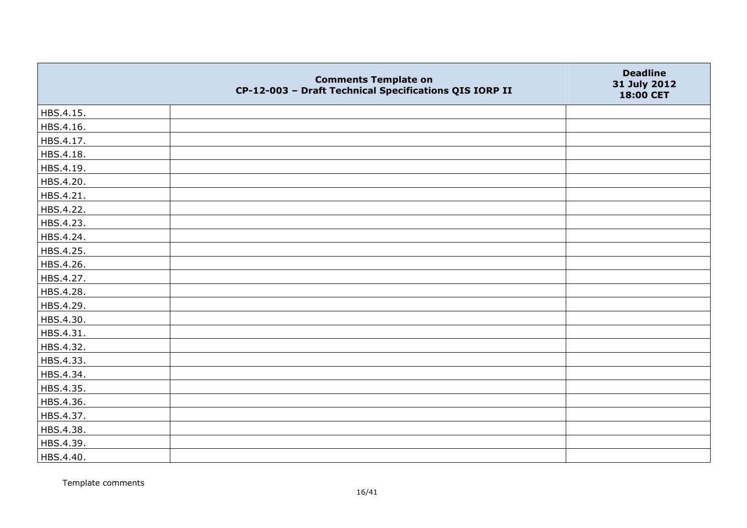| | Comments Template on CP-12-003 – Draft Technical Specifications QIS IORP II | Deadline 31 July 2012 18:00 CET |
|---|---|---|
| HBS.4.15. | | |
| HBS.4.16. | | |
| HBS.4.17. | | |
| HBS.4.18. | | |
| HBS.4.19. | | |
| HBS.4.20. | | |
| HBS.4.21. | | |
| HBS.4.22. | | |
| HBS.4.23. | | |
| HBS.4.24. | | |
| HBS.4.25. | | |
| HBS.4.26. | | |
| HBS.4.27. | | |
| HBS.4.28. | | |
| HBS.4.29. | | |
| HBS.4.30. | | |
| HBS.4.31. | | |
| HBS.4.32. | | |
| HBS.4.33. | | |
| HBS.4.34. | | |
| HBS.4.35. | | |
| HBS.4.36. | | |
| HBS.4.37. | | |
| HBS.4.38. | | |
| HBS.4.39. | | |
| HBS.4.40. | | |

Template comments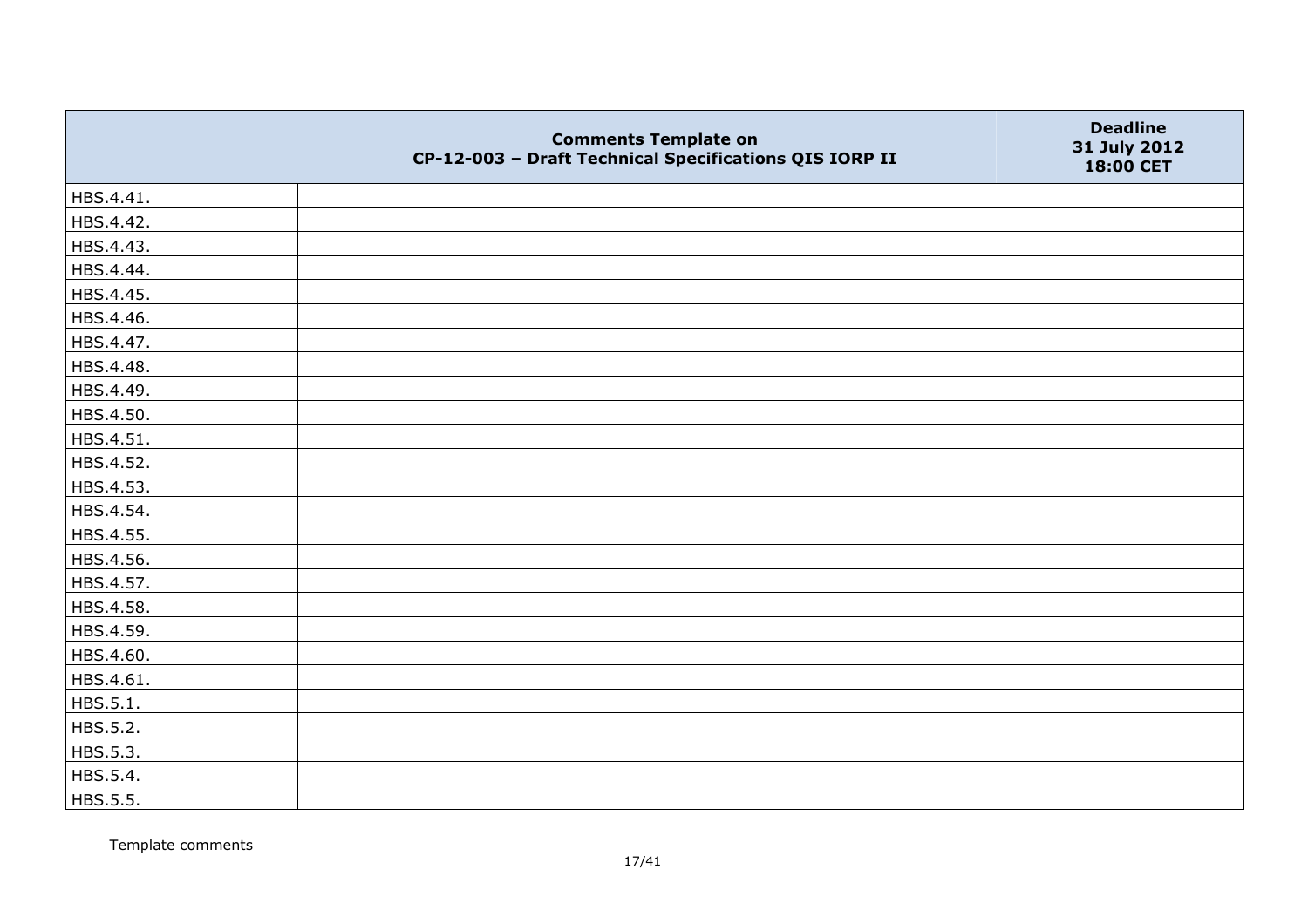| Comments Template on CP-12-003 – Draft Technical Specifications QIS IORP II | | Deadline 31 July 2012 18:00 CET |
|---|---|---|
| HBS.4.41. | | |
| HBS.4.42. | | |
| HBS.4.43. | | |
| HBS.4.44. | | |
| HBS.4.45. | | |
| HBS.4.46. | | |
| HBS.4.47. | | |
| HBS.4.48. | | |
| HBS.4.49. | | |
| HBS.4.50. | | |
| HBS.4.51. | | |
| HBS.4.52. | | |
| HBS.4.53. | | |
| HBS.4.54. | | |
| HBS.4.55. | | |
| HBS.4.56. | | |
| HBS.4.57. | | |
| HBS.4.58. | | |
| HBS.4.59. | | |
| HBS.4.60. | | |
| HBS.4.61. | | |
| HBS.5.1. | | |
| HBS.5.2. | | |
| HBS.5.3. | | |
| HBS.5.4. | | |
| HBS.5.5. | | |

Template comments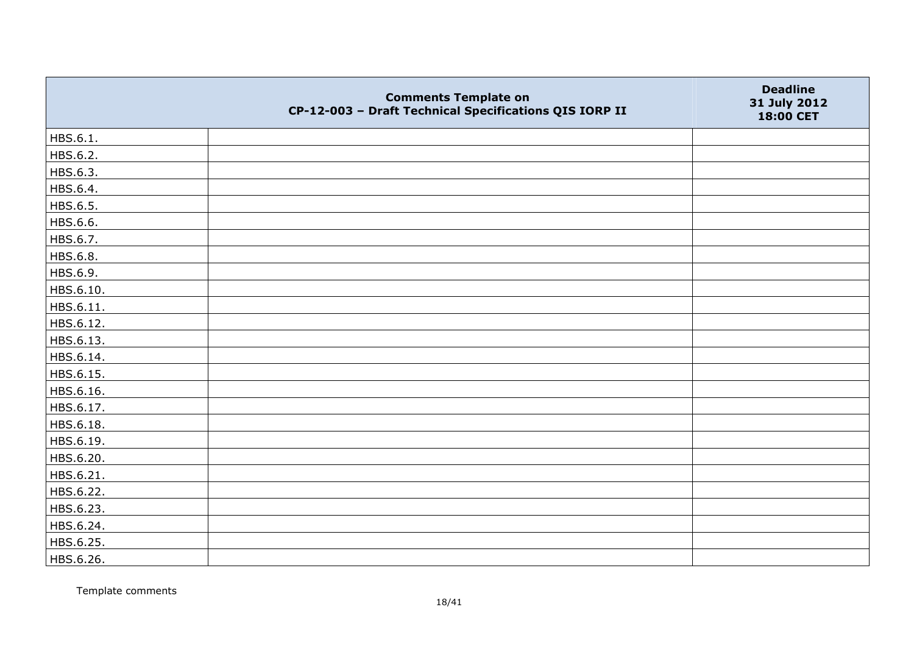| | Comments Template on CP-12-003 – Draft Technical Specifications QIS IORP II | Deadline 31 July 2012 18:00 CET |
|---|---|---|
| HBS.6.1. | | |
| HBS.6.2. | | |
| HBS.6.3. | | |
| HBS.6.4. | | |
| HBS.6.5. | | |
| HBS.6.6. | | |
| HBS.6.7. | | |
| HBS.6.8. | | |
| HBS.6.9. | | |
| HBS.6.10. | | |
| HBS.6.11. | | |
| HBS.6.12. | | |
| HBS.6.13. | | |
| HBS.6.14. | | |
| HBS.6.15. | | |
| HBS.6.16. | | |
| HBS.6.17. | | |
| HBS.6.18. | | |
| HBS.6.19. | | |
| HBS.6.20. | | |
| HBS.6.21. | | |
| HBS.6.22. | | |
| HBS.6.23. | | |
| HBS.6.24. | | |
| HBS.6.25. | | |
| HBS.6.26. | | |

Template comments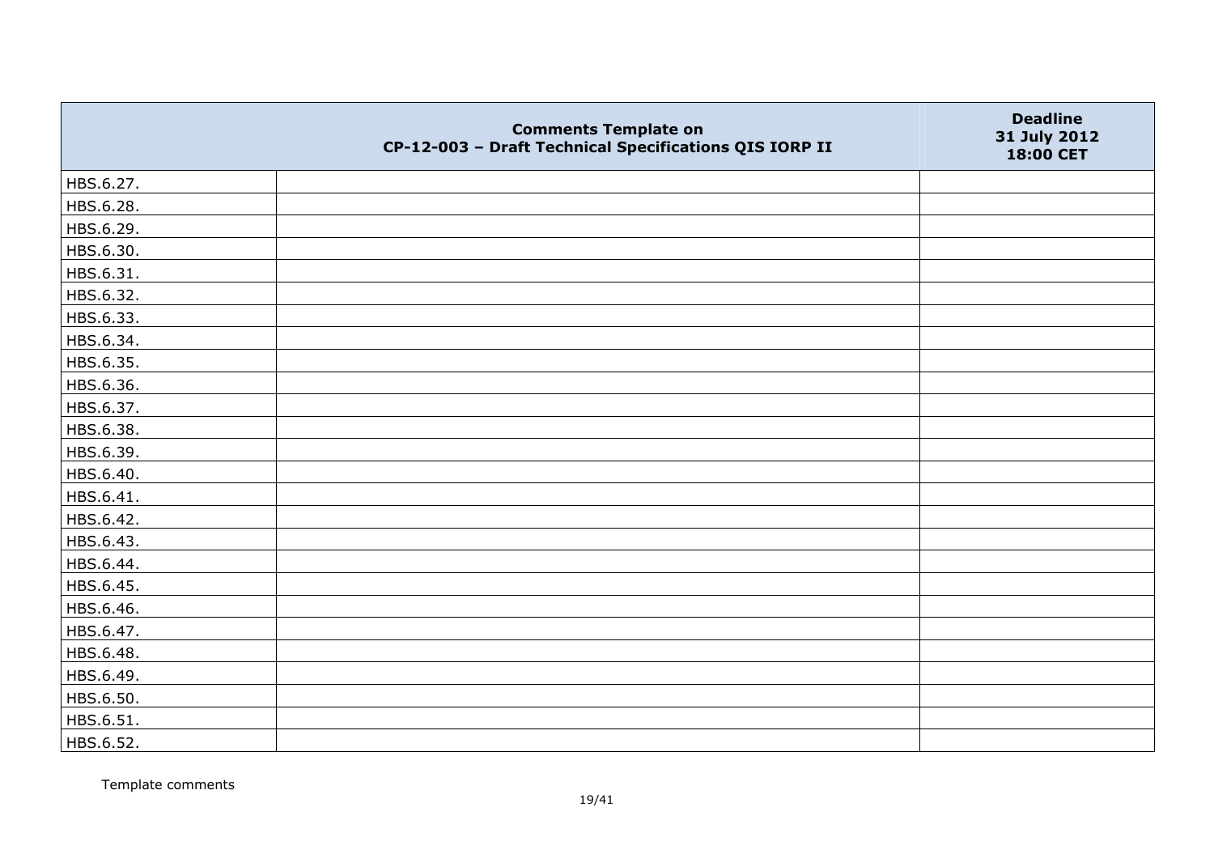| | Comments Template on CP-12-003 – Draft Technical Specifications QIS IORP II | Deadline 31 July 2012 18:00 CET |
|---|---|---|
| HBS.6.27. | | |
| HBS.6.28. | | |
| HBS.6.29. | | |
| HBS.6.30. | | |
| HBS.6.31. | | |
| HBS.6.32. | | |
| HBS.6.33. | | |
| HBS.6.34. | | |
| HBS.6.35. | | |
| HBS.6.36. | | |
| HBS.6.37. | | |
| HBS.6.38. | | |
| HBS.6.39. | | |
| HBS.6.40. | | |
| HBS.6.41. | | |
| HBS.6.42. | | |
| HBS.6.43. | | |
| HBS.6.44. | | |
| HBS.6.45. | | |
| HBS.6.46. | | |
| HBS.6.47. | | |
| HBS.6.48. | | |
| HBS.6.49. | | |
| HBS.6.50. | | |
| HBS.6.51. | | |
| HBS.6.52. | | |

Template comments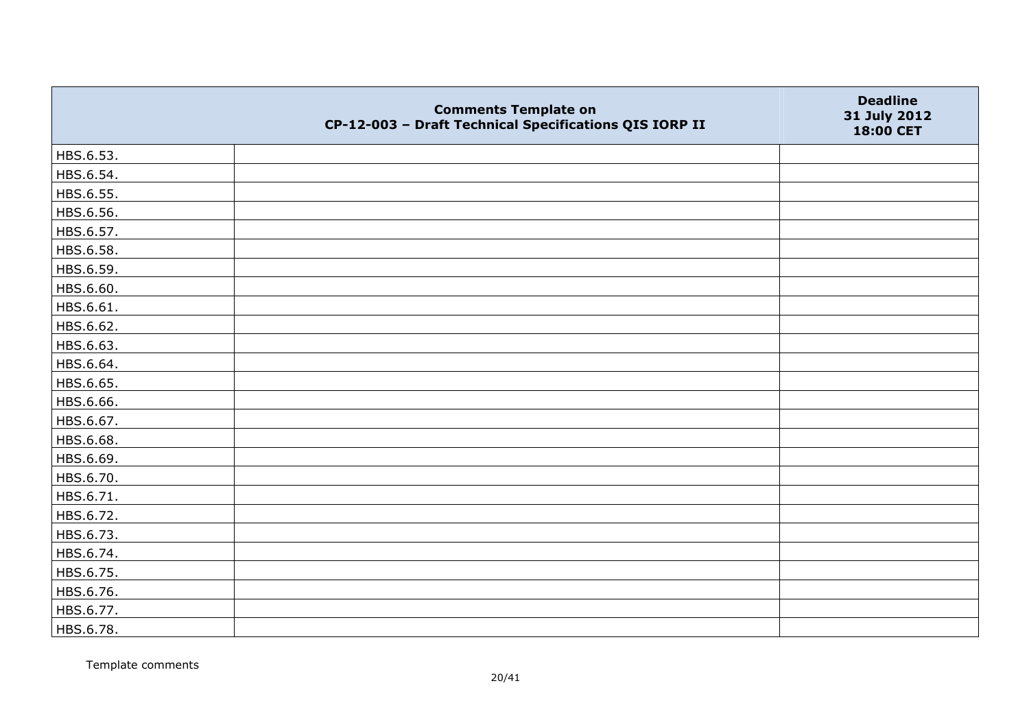| | Comments Template on CP-12-003 – Draft Technical Specifications QIS IORP II | Deadline 31 July 2012 18:00 CET |
|---|---|---|
| HBS.6.53. | | |
| HBS.6.54. | | |
| HBS.6.55. | | |
| HBS.6.56. | | |
| HBS.6.57. | | |
| HBS.6.58. | | |
| HBS.6.59. | | |
| HBS.6.60. | | |
| HBS.6.61. | | |
| HBS.6.62. | | |
| HBS.6.63. | | |
| HBS.6.64. | | |
| HBS.6.65. | | |
| HBS.6.66. | | |
| HBS.6.67. | | |
| HBS.6.68. | | |
| HBS.6.69. | | |
| HBS.6.70. | | |
| HBS.6.71. | | |
| HBS.6.72. | | |
| HBS.6.73. | | |
| HBS.6.74. | | |
| HBS.6.75. | | |
| HBS.6.76. | | |
| HBS.6.77. | | |
| HBS.6.78. | | |

Template comments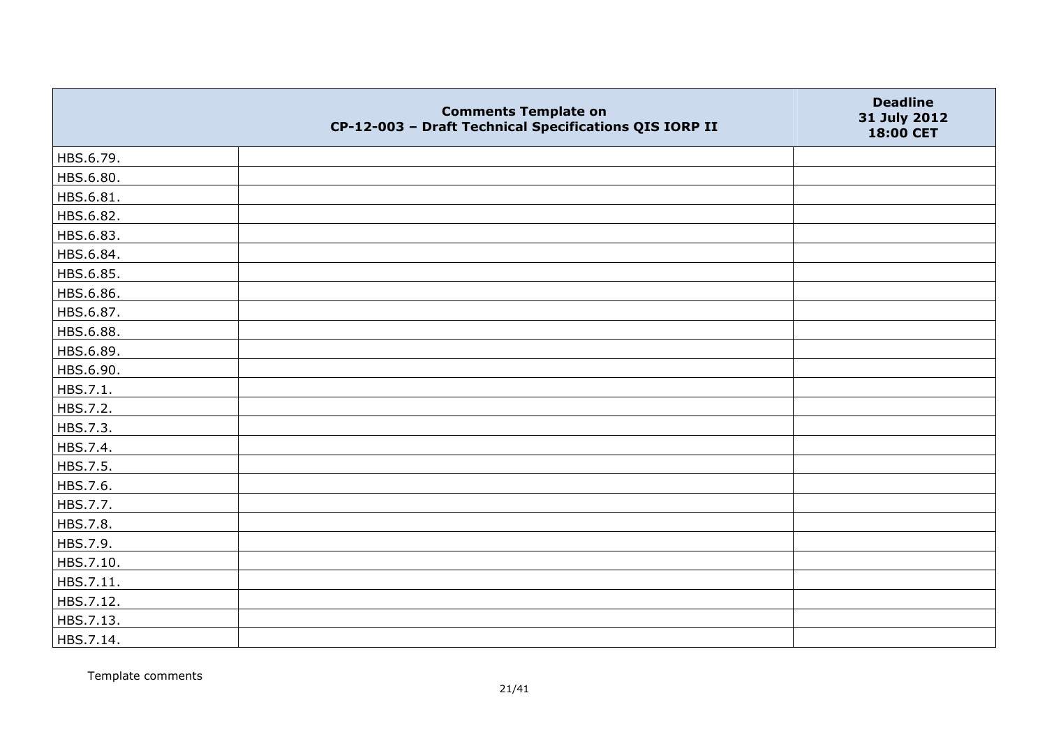|  | Comments Template on CP-12-003 – Draft Technical Specifications QIS IORP II | Deadline 31 July 2012 18:00 CET |
|---|---|---|
| HBS.6.79. |  |  |
| HBS.6.80. |  |  |
| HBS.6.81. |  |  |
| HBS.6.82. |  |  |
| HBS.6.83. |  |  |
| HBS.6.84. |  |  |
| HBS.6.85. |  |  |
| HBS.6.86. |  |  |
| HBS.6.87. |  |  |
| HBS.6.88. |  |  |
| HBS.6.89. |  |  |
| HBS.6.90. |  |  |
| HBS.7.1. |  |  |
| HBS.7.2. |  |  |
| HBS.7.3. |  |  |
| HBS.7.4. |  |  |
| HBS.7.5. |  |  |
| HBS.7.6. |  |  |
| HBS.7.7. |  |  |
| HBS.7.8. |  |  |
| HBS.7.9. |  |  |
| HBS.7.10. |  |  |
| HBS.7.11. |  |  |
| HBS.7.12. |  |  |
| HBS.7.13. |  |  |
| HBS.7.14. |  |  |

Template comments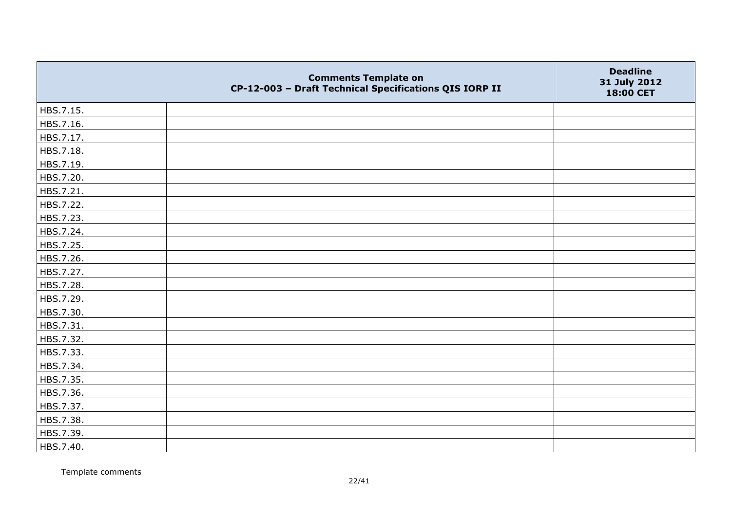| | Comments Template on CP-12-003 – Draft Technical Specifications QIS IORP II | Deadline 31 July 2012 18:00 CET |
|---|---|---|
| HBS.7.15. | | |
| HBS.7.16. | | |
| HBS.7.17. | | |
| HBS.7.18. | | |
| HBS.7.19. | | |
| HBS.7.20. | | |
| HBS.7.21. | | |
| HBS.7.22. | | |
| HBS.7.23. | | |
| HBS.7.24. | | |
| HBS.7.25. | | |
| HBS.7.26. | | |
| HBS.7.27. | | |
| HBS.7.28. | | |
| HBS.7.29. | | |
| HBS.7.30. | | |
| HBS.7.31. | | |
| HBS.7.32. | | |
| HBS.7.33. | | |
| HBS.7.34. | | |
| HBS.7.35. | | |
| HBS.7.36. | | |
| HBS.7.37. | | |
| HBS.7.38. | | |
| HBS.7.39. | | |
| HBS.7.40. | | |

Template comments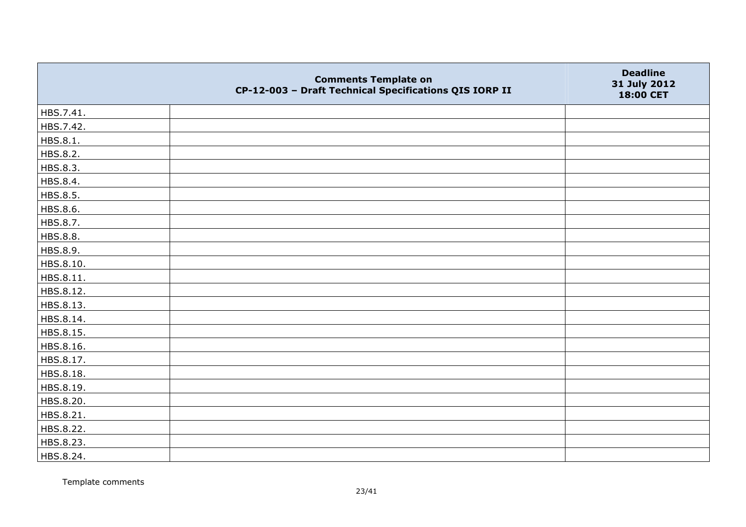|  | Comments Template on CP-12-003 – Draft Technical Specifications QIS IORP II | Deadline 31 July 2012 18:00 CET |
|---|---|---|
| HBS.7.41. |  |  |
| HBS.7.42. |  |  |
| HBS.8.1. |  |  |
| HBS.8.2. |  |  |
| HBS.8.3. |  |  |
| HBS.8.4. |  |  |
| HBS.8.5. |  |  |
| HBS.8.6. |  |  |
| HBS.8.7. |  |  |
| HBS.8.8. |  |  |
| HBS.8.9. |  |  |
| HBS.8.10. |  |  |
| HBS.8.11. |  |  |
| HBS.8.12. |  |  |
| HBS.8.13. |  |  |
| HBS.8.14. |  |  |
| HBS.8.15. |  |  |
| HBS.8.16. |  |  |
| HBS.8.17. |  |  |
| HBS.8.18. |  |  |
| HBS.8.19. |  |  |
| HBS.8.20. |  |  |
| HBS.8.21. |  |  |
| HBS.8.22. |  |  |
| HBS.8.23. |  |  |
| HBS.8.24. |  |  |

Template comments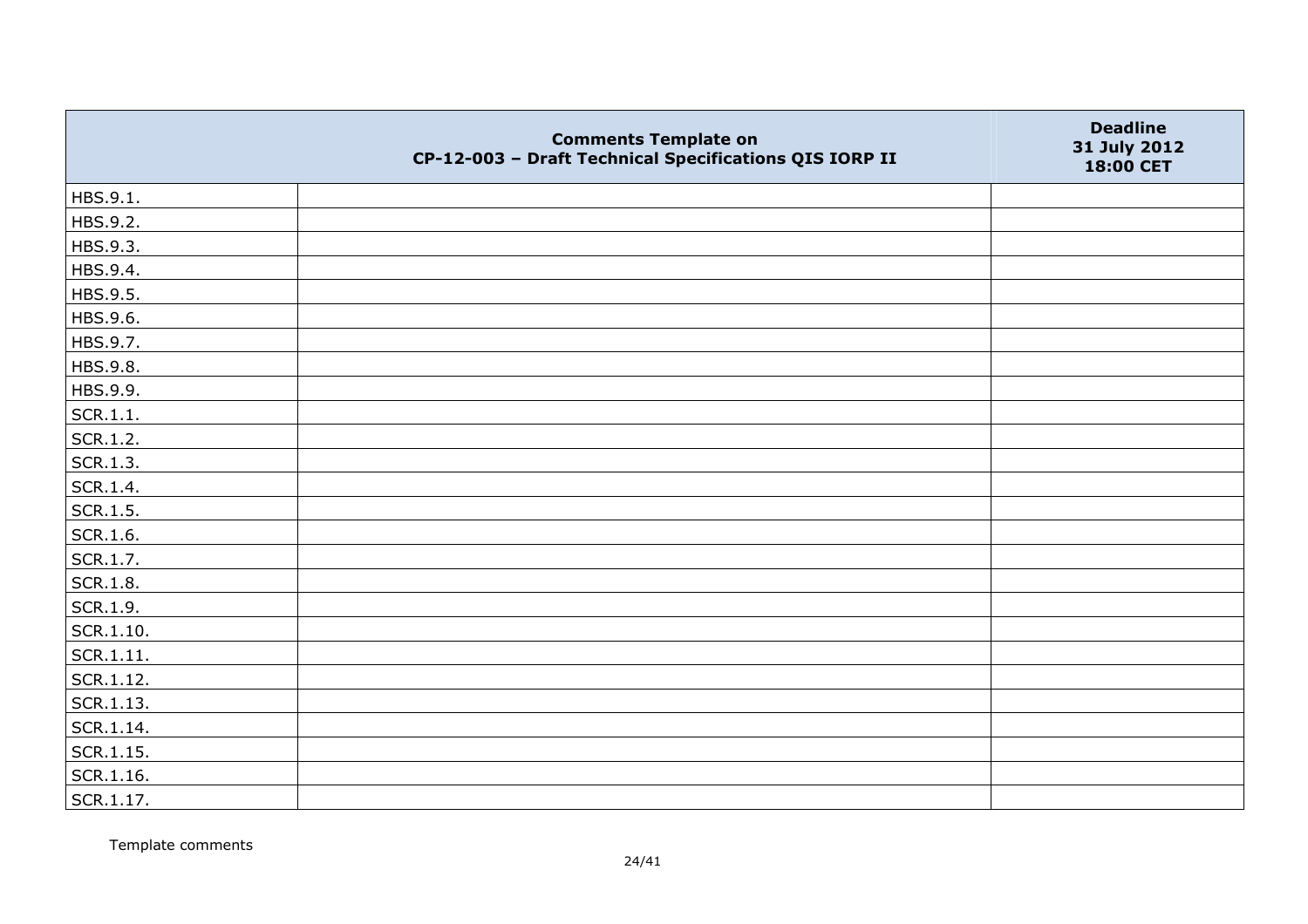| | Comments Template on CP-12-003 – Draft Technical Specifications QIS IORP II | Deadline 31 July 2012 18:00 CET |
|---|---|---|
| HBS.9.1. | | |
| HBS.9.2. | | |
| HBS.9.3. | | |
| HBS.9.4. | | |
| HBS.9.5. | | |
| HBS.9.6. | | |
| HBS.9.7. | | |
| HBS.9.8. | | |
| HBS.9.9. | | |
| SCR.1.1. | | |
| SCR.1.2. | | |
| SCR.1.3. | | |
| SCR.1.4. | | |
| SCR.1.5. | | |
| SCR.1.6. | | |
| SCR.1.7. | | |
| SCR.1.8. | | |
| SCR.1.9. | | |
| SCR.1.10. | | |
| SCR.1.11. | | |
| SCR.1.12. | | |
| SCR.1.13. | | |
| SCR.1.14. | | |
| SCR.1.15. | | |
| SCR.1.16. | | |
| SCR.1.17. | | |

Template comments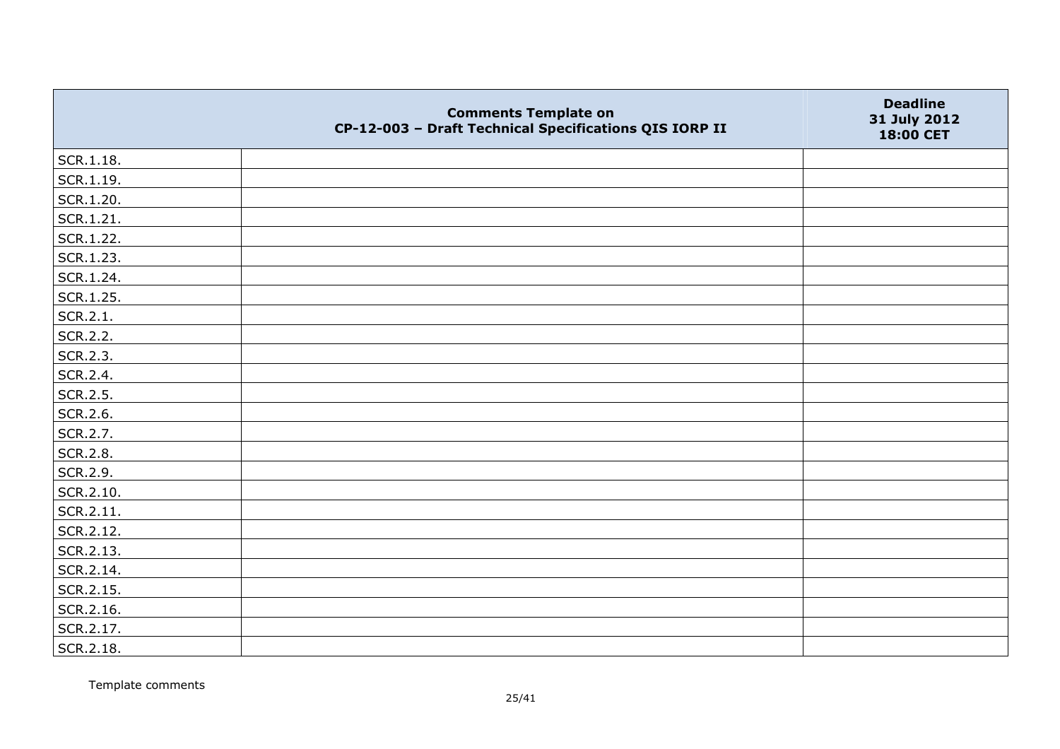|  | Comments Template on CP-12-003 – Draft Technical Specifications QIS IORP II | Deadline 31 July 2012 18:00 CET |
|---|---|---|
| SCR.1.18. |  |  |
| SCR.1.19. |  |  |
| SCR.1.20. |  |  |
| SCR.1.21. |  |  |
| SCR.1.22. |  |  |
| SCR.1.23. |  |  |
| SCR.1.24. |  |  |
| SCR.1.25. |  |  |
| SCR.2.1. |  |  |
| SCR.2.2. |  |  |
| SCR.2.3. |  |  |
| SCR.2.4. |  |  |
| SCR.2.5. |  |  |
| SCR.2.6. |  |  |
| SCR.2.7. |  |  |
| SCR.2.8. |  |  |
| SCR.2.9. |  |  |
| SCR.2.10. |  |  |
| SCR.2.11. |  |  |
| SCR.2.12. |  |  |
| SCR.2.13. |  |  |
| SCR.2.14. |  |  |
| SCR.2.15. |  |  |
| SCR.2.16. |  |  |
| SCR.2.17. |  |  |
| SCR.2.18. |  |  |

Template comments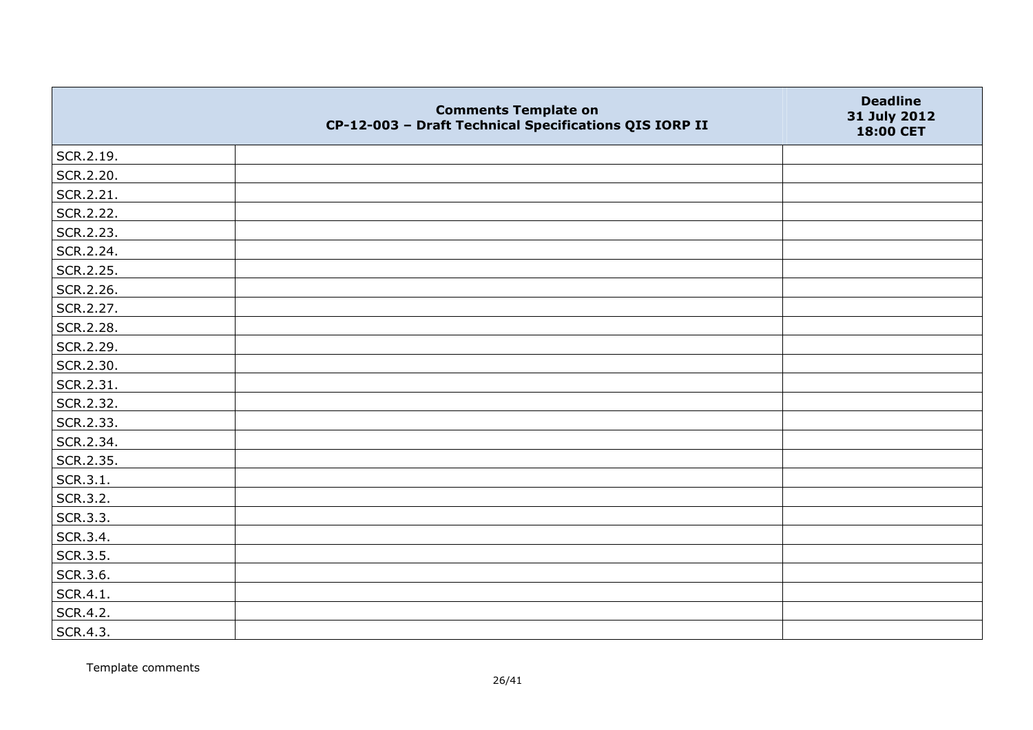|  | **Comments Template on CP-12-003 – Draft Technical Specifications QIS IORP II** | **Deadline 31 July 2012 18:00 CET** |
|---|---|---|
| SCR.2.19. |  |  |
| SCR.2.20. |  |  |
| SCR.2.21. |  |  |
| SCR.2.22. |  |  |
| SCR.2.23. |  |  |
| SCR.2.24. |  |  |
| SCR.2.25. |  |  |
| SCR.2.26. |  |  |
| SCR.2.27. |  |  |
| SCR.2.28. |  |  |
| SCR.2.29. |  |  |
| SCR.2.30. |  |  |
| SCR.2.31. |  |  |
| SCR.2.32. |  |  |
| SCR.2.33. |  |  |
| SCR.2.34. |  |  |
| SCR.2.35. |  |  |
| SCR.3.1. |  |  |
| SCR.3.2. |  |  |
| SCR.3.3. |  |  |
| SCR.3.4. |  |  |
| SCR.3.5. |  |  |
| SCR.3.6. |  |  |
| SCR.4.1. |  |  |
| SCR.4.2. |  |  |
| SCR.4.3. |  |  |

Template comments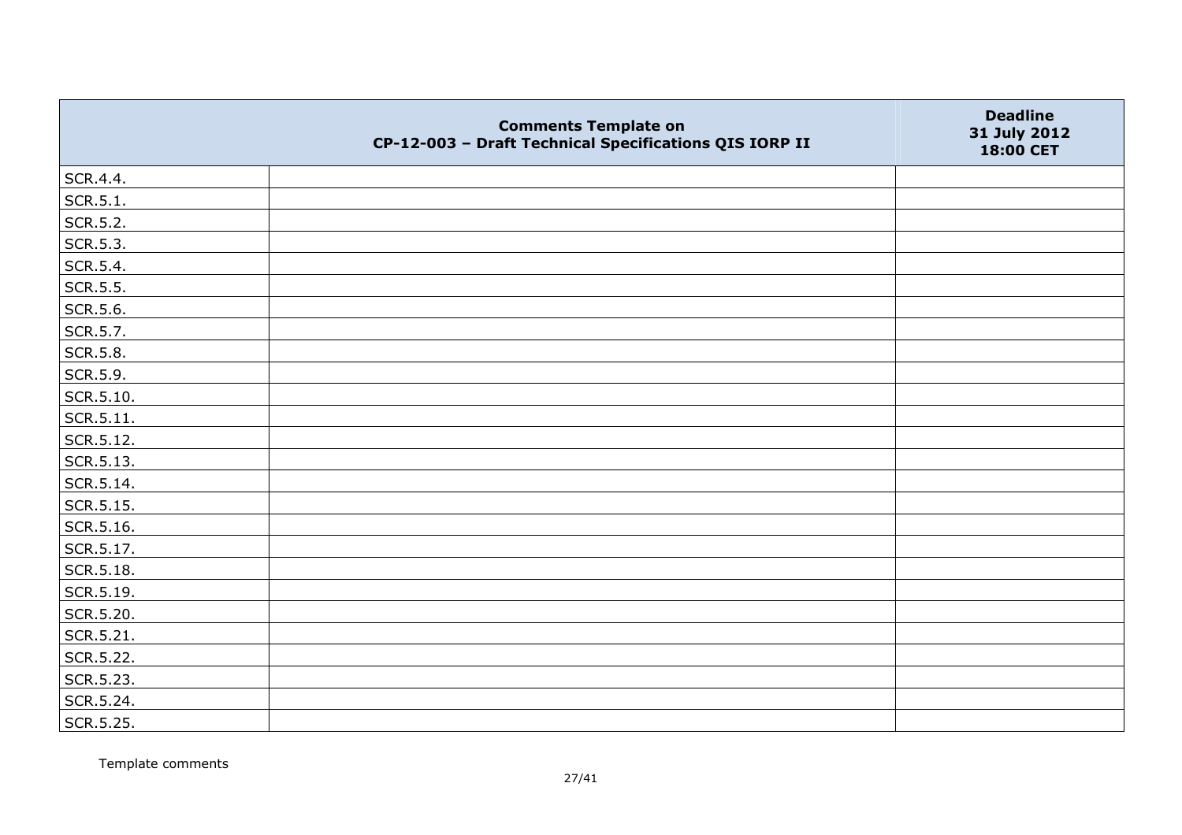|  | Comments Template on CP-12-003 – Draft Technical Specifications QIS IORP II | Deadline 31 July 2012 18:00 CET |
|---|---|---|
| SCR.4.4. |  |  |
| SCR.5.1. |  |  |
| SCR.5.2. |  |  |
| SCR.5.3. |  |  |
| SCR.5.4. |  |  |
| SCR.5.5. |  |  |
| SCR.5.6. |  |  |
| SCR.5.7. |  |  |
| SCR.5.8. |  |  |
| SCR.5.9. |  |  |
| SCR.5.10. |  |  |
| SCR.5.11. |  |  |
| SCR.5.12. |  |  |
| SCR.5.13. |  |  |
| SCR.5.14. |  |  |
| SCR.5.15. |  |  |
| SCR.5.16. |  |  |
| SCR.5.17. |  |  |
| SCR.5.18. |  |  |
| SCR.5.19. |  |  |
| SCR.5.20. |  |  |
| SCR.5.21. |  |  |
| SCR.5.22. |  |  |
| SCR.5.23. |  |  |
| SCR.5.24. |  |  |
| SCR.5.25. |  |  |

Template comments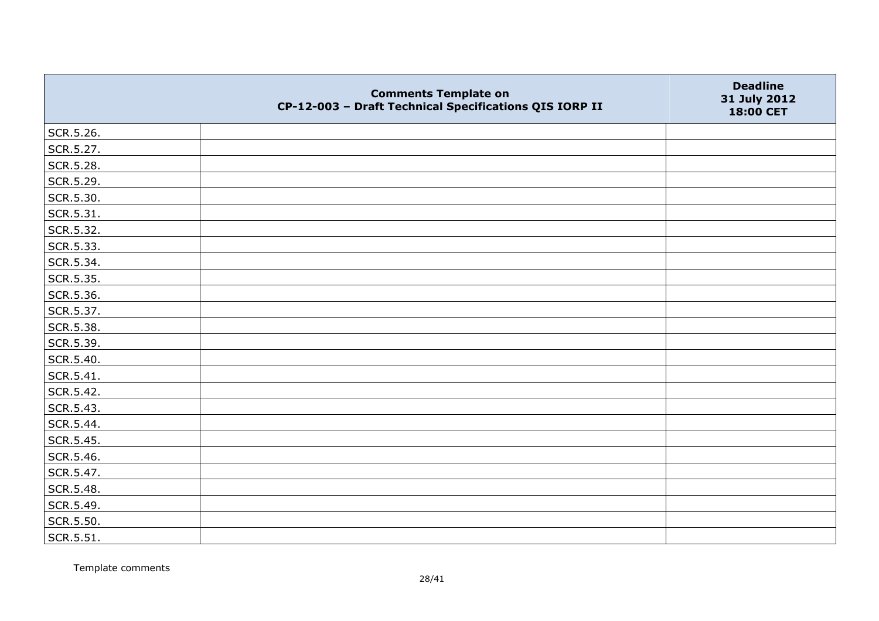| | Comments Template on CP-12-003 – Draft Technical Specifications QIS IORP II | Deadline 31 July 2012 18:00 CET |
|---|---|---|
| SCR.5.26. | | |
| SCR.5.27. | | |
| SCR.5.28. | | |
| SCR.5.29. | | |
| SCR.5.30. | | |
| SCR.5.31. | | |
| SCR.5.32. | | |
| SCR.5.33. | | |
| SCR.5.34. | | |
| SCR.5.35. | | |
| SCR.5.36. | | |
| SCR.5.37. | | |
| SCR.5.38. | | |
| SCR.5.39. | | |
| SCR.5.40. | | |
| SCR.5.41. | | |
| SCR.5.42. | | |
| SCR.5.43. | | |
| SCR.5.44. | | |
| SCR.5.45. | | |
| SCR.5.46. | | |
| SCR.5.47. | | |
| SCR.5.48. | | |
| SCR.5.49. | | |
| SCR.5.50. | | |
| SCR.5.51. | | |

Template comments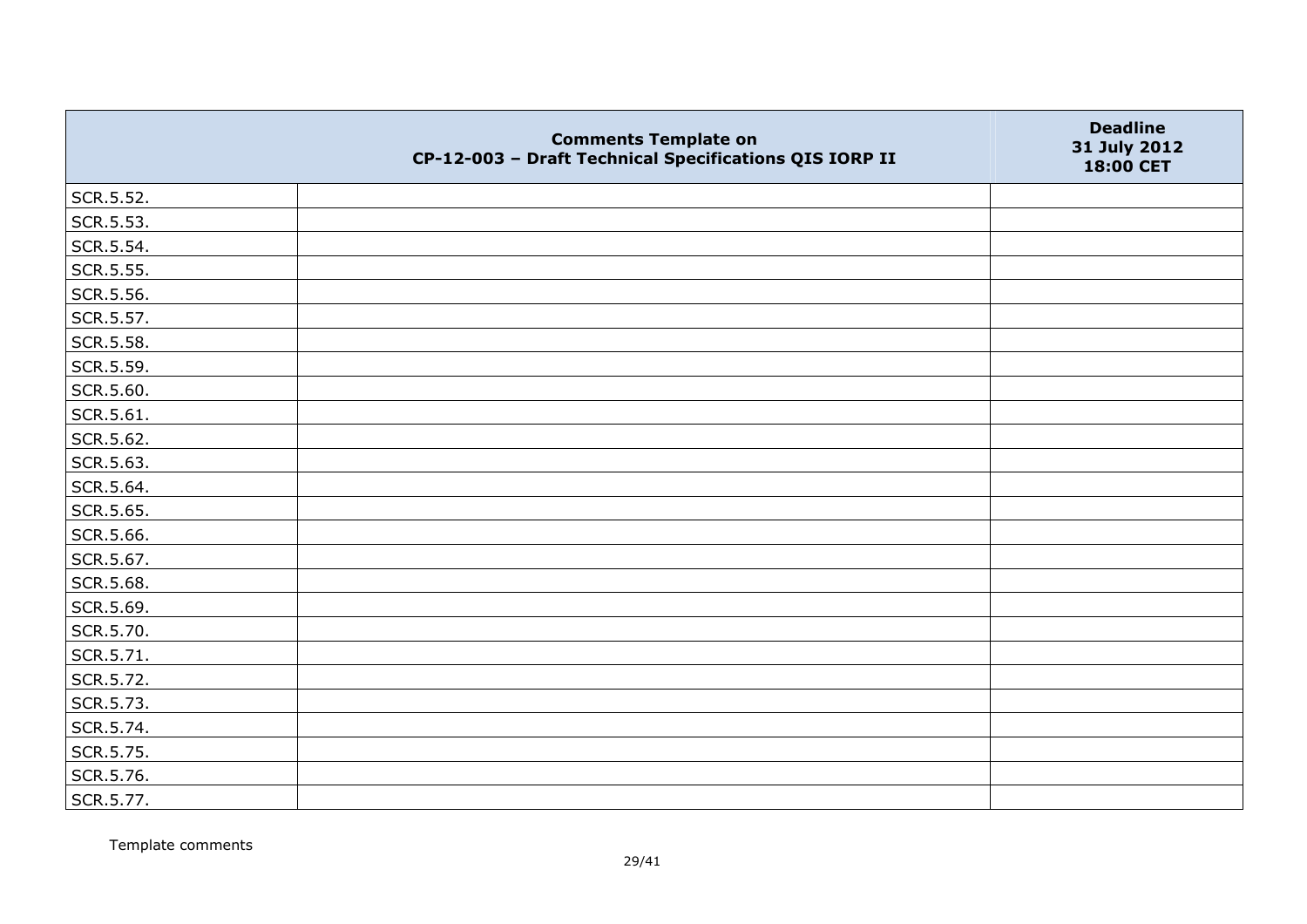|  | Comments Template on CP-12-003 – Draft Technical Specifications QIS IORP II | Deadline 31 July 2012 18:00 CET |
|---|---|---|
| SCR.5.52. | | |
| SCR.5.53. | | |
| SCR.5.54. | | |
| SCR.5.55. | | |
| SCR.5.56. | | |
| SCR.5.57. | | |
| SCR.5.58. | | |
| SCR.5.59. | | |
| SCR.5.60. | | |
| SCR.5.61. | | |
| SCR.5.62. | | |
| SCR.5.63. | | |
| SCR.5.64. | | |
| SCR.5.65. | | |
| SCR.5.66. | | |
| SCR.5.67. | | |
| SCR.5.68. | | |
| SCR.5.69. | | |
| SCR.5.70. | | |
| SCR.5.71. | | |
| SCR.5.72. | | |
| SCR.5.73. | | |
| SCR.5.74. | | |
| SCR.5.75. | | |
| SCR.5.76. | | |
| SCR.5.77. | | |

Template comments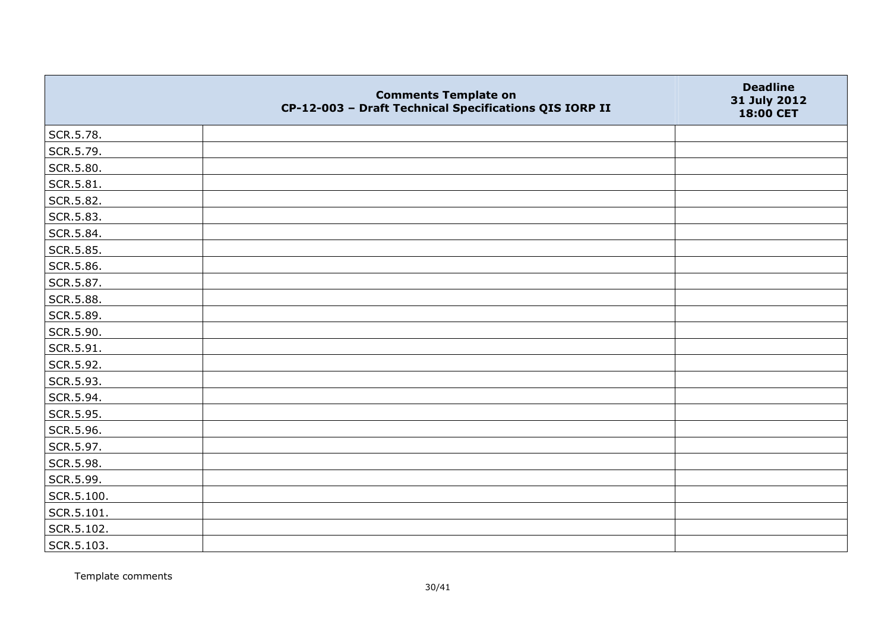| | Comments Template on CP-12-003 – Draft Technical Specifications QIS IORP II | Deadline 31 July 2012 18:00 CET |
|---|---|---|
| SCR.5.78. | | |
| SCR.5.79. | | |
| SCR.5.80. | | |
| SCR.5.81. | | |
| SCR.5.82. | | |
| SCR.5.83. | | |
| SCR.5.84. | | |
| SCR.5.85. | | |
| SCR.5.86. | | |
| SCR.5.87. | | |
| SCR.5.88. | | |
| SCR.5.89. | | |
| SCR.5.90. | | |
| SCR.5.91. | | |
| SCR.5.92. | | |
| SCR.5.93. | | |
| SCR.5.94. | | |
| SCR.5.95. | | |
| SCR.5.96. | | |
| SCR.5.97. | | |
| SCR.5.98. | | |
| SCR.5.99. | | |
| SCR.5.100. | | |
| SCR.5.101. | | |
| SCR.5.102. | | |
| SCR.5.103. | | |

Template comments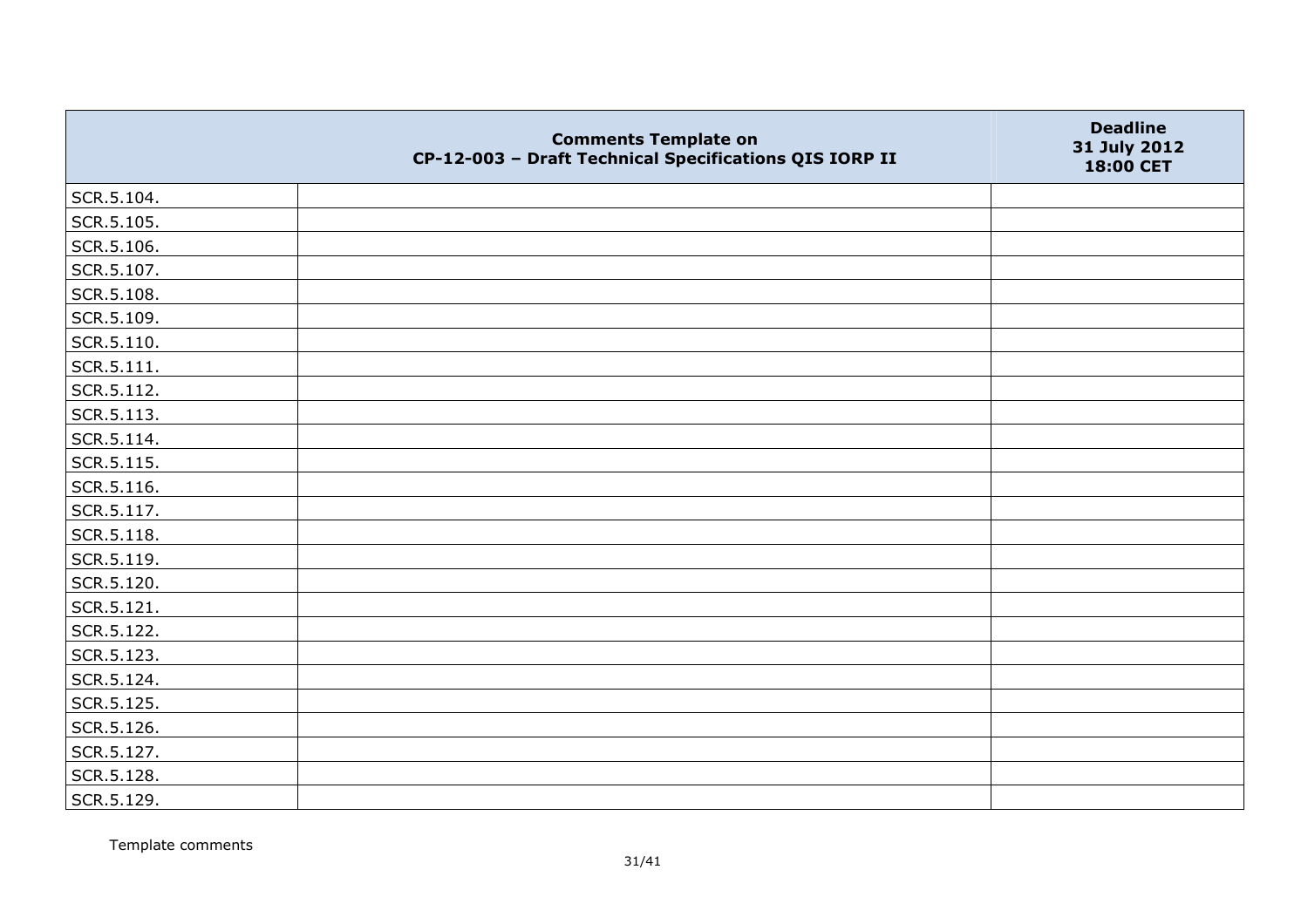| | Comments Template on<br>CP-12-003 – Draft Technical Specifications QIS IORP II | Deadline<br>31 July 2012<br>18:00 CET |
|---|---|---|
| SCR.5.104. | | |
| SCR.5.105. | | |
| SCR.5.106. | | |
| SCR.5.107. | | |
| SCR.5.108. | | |
| SCR.5.109. | | |
| SCR.5.110. | | |
| SCR.5.111. | | |
| SCR.5.112. | | |
| SCR.5.113. | | |
| SCR.5.114. | | |
| SCR.5.115. | | |
| SCR.5.116. | | |
| SCR.5.117. | | |
| SCR.5.118. | | |
| SCR.5.119. | | |
| SCR.5.120. | | |
| SCR.5.121. | | |
| SCR.5.122. | | |
| SCR.5.123. | | |
| SCR.5.124. | | |
| SCR.5.125. | | |
| SCR.5.126. | | |
| SCR.5.127. | | |
| SCR.5.128. | | |
| SCR.5.129. | | |

Template comments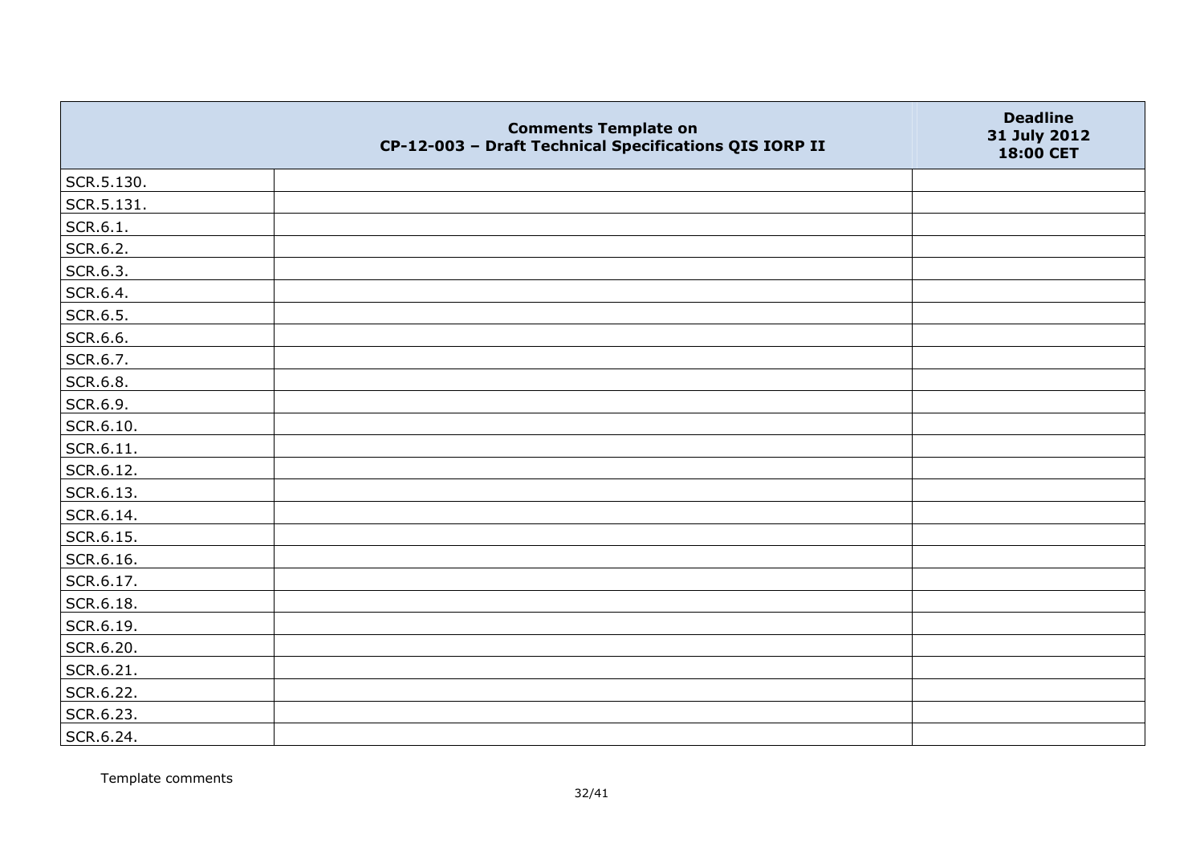| | Comments Template on CP-12-003 – Draft Technical Specifications QIS IORP II | Deadline 31 July 2012 18:00 CET |
|---|---|---|
| SCR.5.130. | | |
| SCR.5.131. | | |
| SCR.6.1. | | |
| SCR.6.2. | | |
| SCR.6.3. | | |
| SCR.6.4. | | |
| SCR.6.5. | | |
| SCR.6.6. | | |
| SCR.6.7. | | |
| SCR.6.8. | | |
| SCR.6.9. | | |
| SCR.6.10. | | |
| SCR.6.11. | | |
| SCR.6.12. | | |
| SCR.6.13. | | |
| SCR.6.14. | | |
| SCR.6.15. | | |
| SCR.6.16. | | |
| SCR.6.17. | | |
| SCR.6.18. | | |
| SCR.6.19. | | |
| SCR.6.20. | | |
| SCR.6.21. | | |
| SCR.6.22. | | |
| SCR.6.23. | | |
| SCR.6.24. | | |

Template comments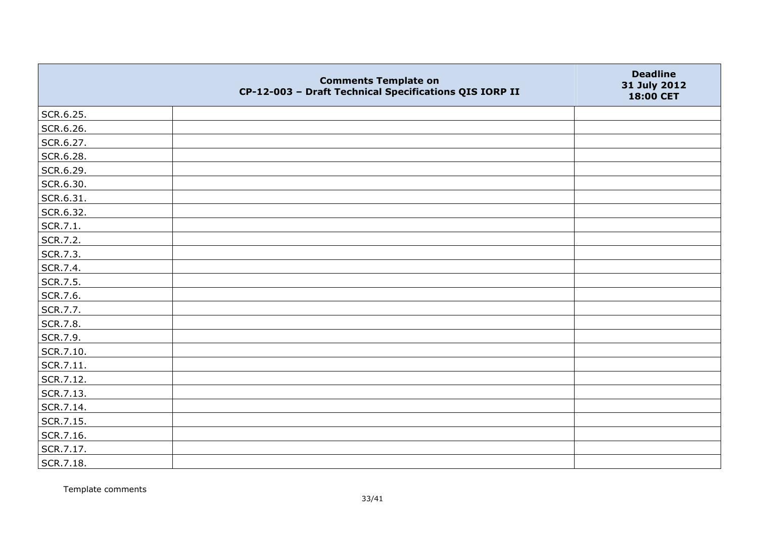| | Comments Template on CP-12-003 – Draft Technical Specifications QIS IORP II | Deadline 31 July 2012 18:00 CET |
|---|---|---|
| SCR.6.25. | | |
| SCR.6.26. | | |
| SCR.6.27. | | |
| SCR.6.28. | | |
| SCR.6.29. | | |
| SCR.6.30. | | |
| SCR.6.31. | | |
| SCR.6.32. | | |
| SCR.7.1. | | |
| SCR.7.2. | | |
| SCR.7.3. | | |
| SCR.7.4. | | |
| SCR.7.5. | | |
| SCR.7.6. | | |
| SCR.7.7. | | |
| SCR.7.8. | | |
| SCR.7.9. | | |
| SCR.7.10. | | |
| SCR.7.11. | | |
| SCR.7.12. | | |
| SCR.7.13. | | |
| SCR.7.14. | | |
| SCR.7.15. | | |
| SCR.7.16. | | |
| SCR.7.17. | | |
| SCR.7.18. | | |

Template comments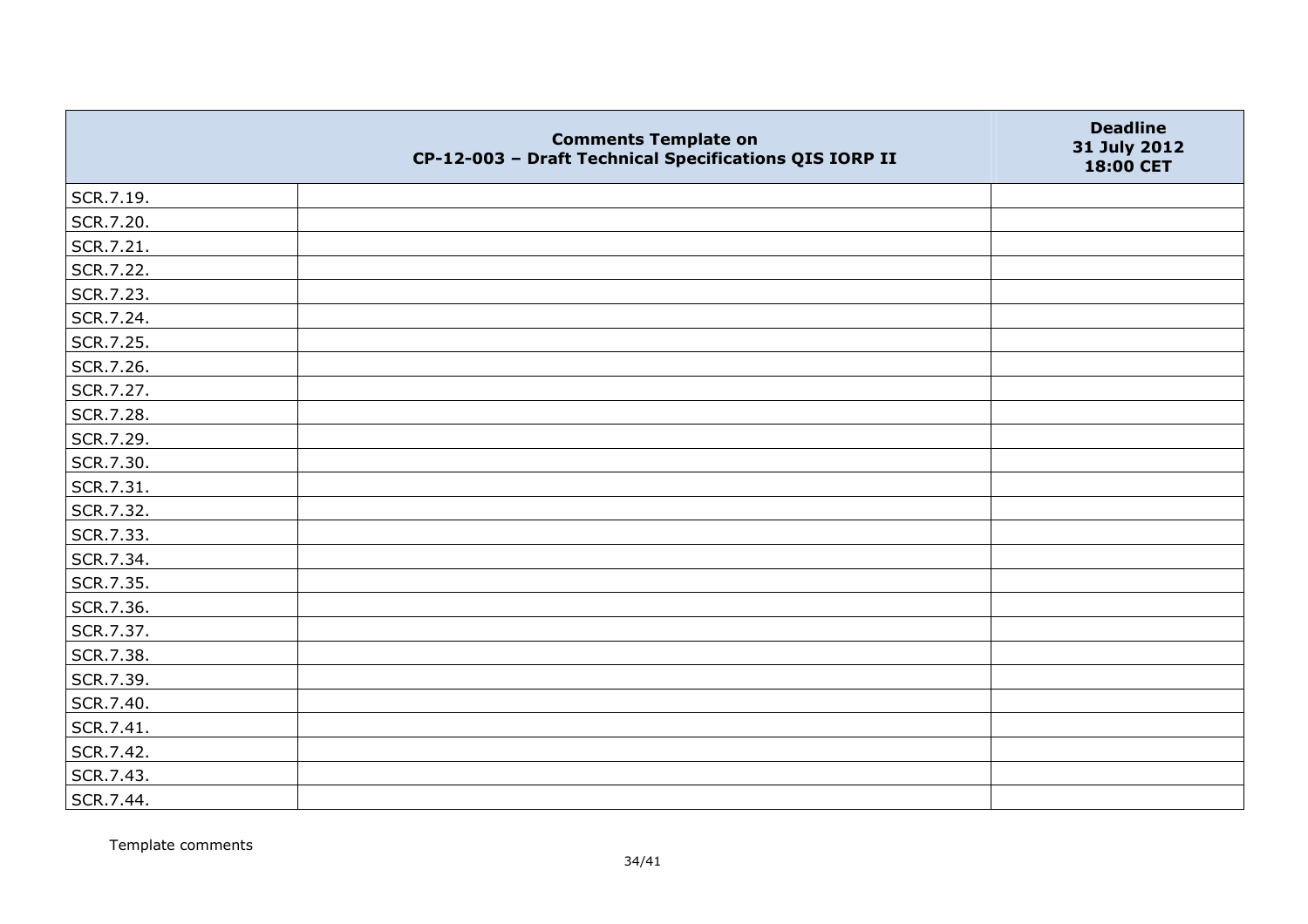| | Comments Template on CP-12-003 – Draft Technical Specifications QIS IORP II | Deadline 31 July 2012 18:00 CET |
|---|---|---|
| SCR.7.19. | | |
| SCR.7.20. | | |
| SCR.7.21. | | |
| SCR.7.22. | | |
| SCR.7.23. | | |
| SCR.7.24. | | |
| SCR.7.25. | | |
| SCR.7.26. | | |
| SCR.7.27. | | |
| SCR.7.28. | | |
| SCR.7.29. | | |
| SCR.7.30. | | |
| SCR.7.31. | | |
| SCR.7.32. | | |
| SCR.7.33. | | |
| SCR.7.34. | | |
| SCR.7.35. | | |
| SCR.7.36. | | |
| SCR.7.37. | | |
| SCR.7.38. | | |
| SCR.7.39. | | |
| SCR.7.40. | | |
| SCR.7.41. | | |
| SCR.7.42. | | |
| SCR.7.43. | | |
| SCR.7.44. | | |

Template comments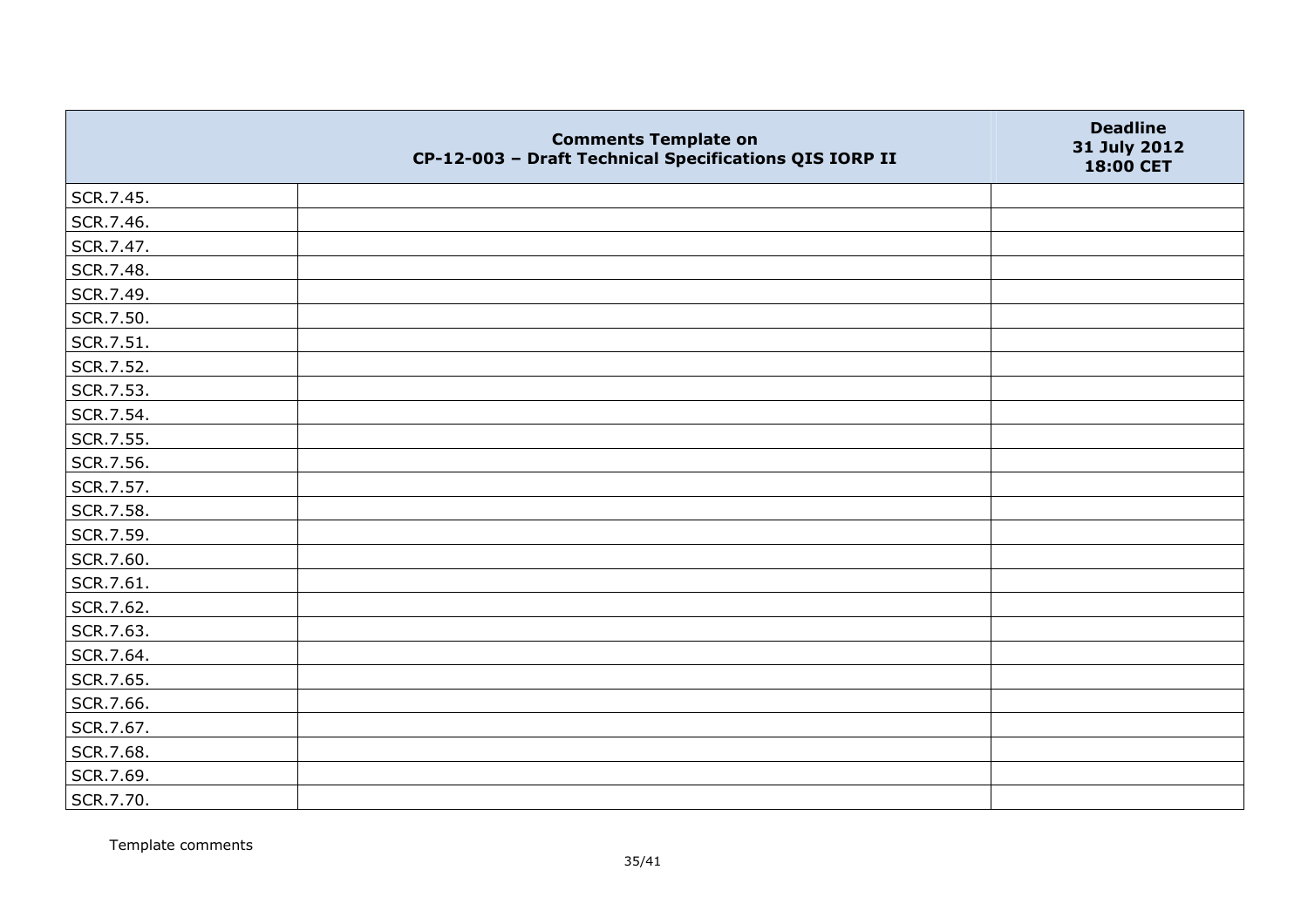| | Comments Template on CP-12-003 – Draft Technical Specifications QIS IORP II | Deadline 31 July 2012 18:00 CET |
|---|---|---|
| SCR.7.45. | | |
| SCR.7.46. | | |
| SCR.7.47. | | |
| SCR.7.48. | | |
| SCR.7.49. | | |
| SCR.7.50. | | |
| SCR.7.51. | | |
| SCR.7.52. | | |
| SCR.7.53. | | |
| SCR.7.54. | | |
| SCR.7.55. | | |
| SCR.7.56. | | |
| SCR.7.57. | | |
| SCR.7.58. | | |
| SCR.7.59. | | |
| SCR.7.60. | | |
| SCR.7.61. | | |
| SCR.7.62. | | |
| SCR.7.63. | | |
| SCR.7.64. | | |
| SCR.7.65. | | |
| SCR.7.66. | | |
| SCR.7.67. | | |
| SCR.7.68. | | |
| SCR.7.69. | | |
| SCR.7.70. | | |

Template comments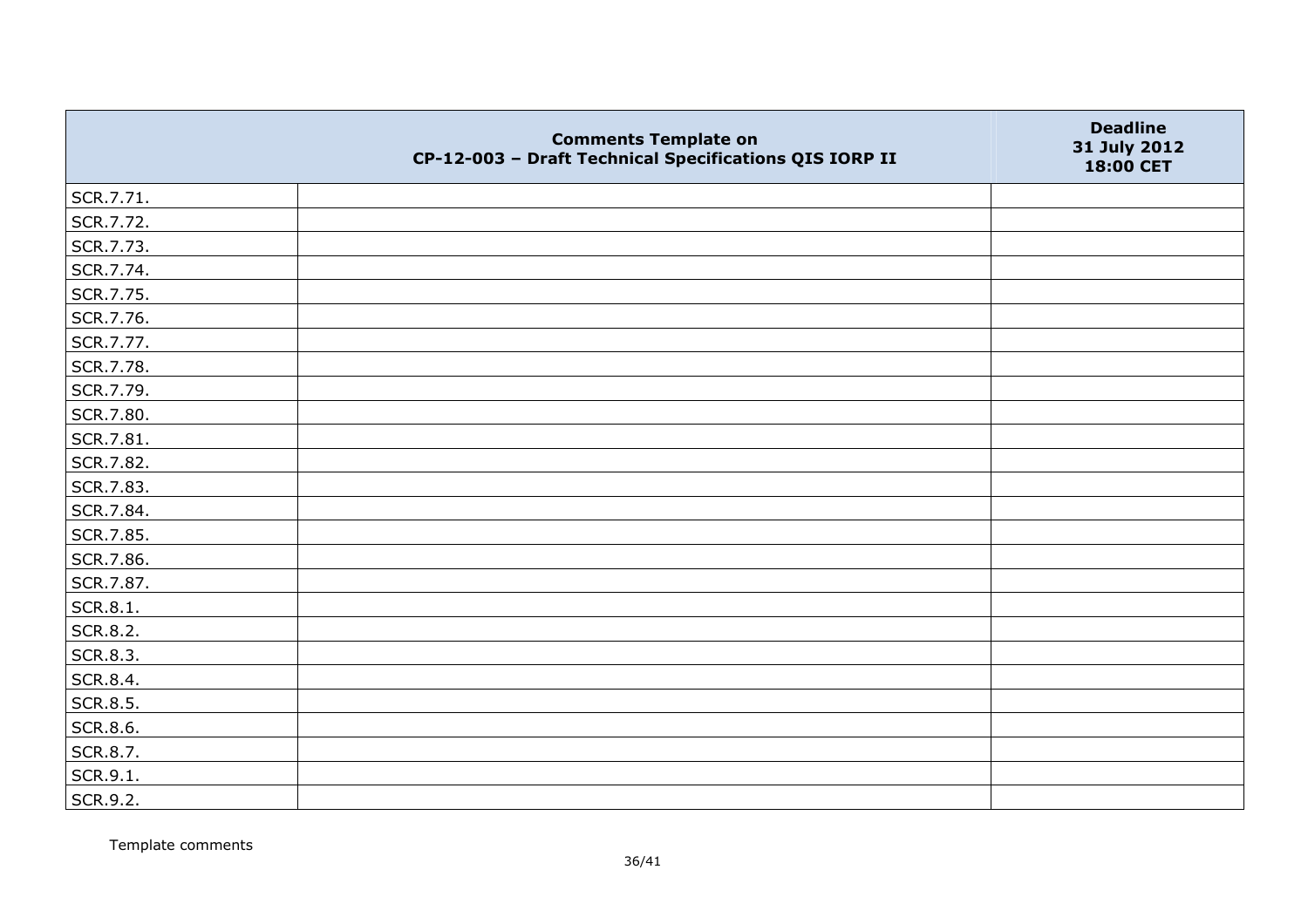| | Comments Template on CP-12-003 – Draft Technical Specifications QIS IORP II | Deadline 31 July 2012 18:00 CET |
|---|---|---|
| SCR.7.71. | | |
| SCR.7.72. | | |
| SCR.7.73. | | |
| SCR.7.74. | | |
| SCR.7.75. | | |
| SCR.7.76. | | |
| SCR.7.77. | | |
| SCR.7.78. | | |
| SCR.7.79. | | |
| SCR.7.80. | | |
| SCR.7.81. | | |
| SCR.7.82. | | |
| SCR.7.83. | | |
| SCR.7.84. | | |
| SCR.7.85. | | |
| SCR.7.86. | | |
| SCR.7.87. | | |
| SCR.8.1. | | |
| SCR.8.2. | | |
| SCR.8.3. | | |
| SCR.8.4. | | |
| SCR.8.5. | | |
| SCR.8.6. | | |
| SCR.8.7. | | |
| SCR.9.1. | | |
| SCR.9.2. | | |

Template comments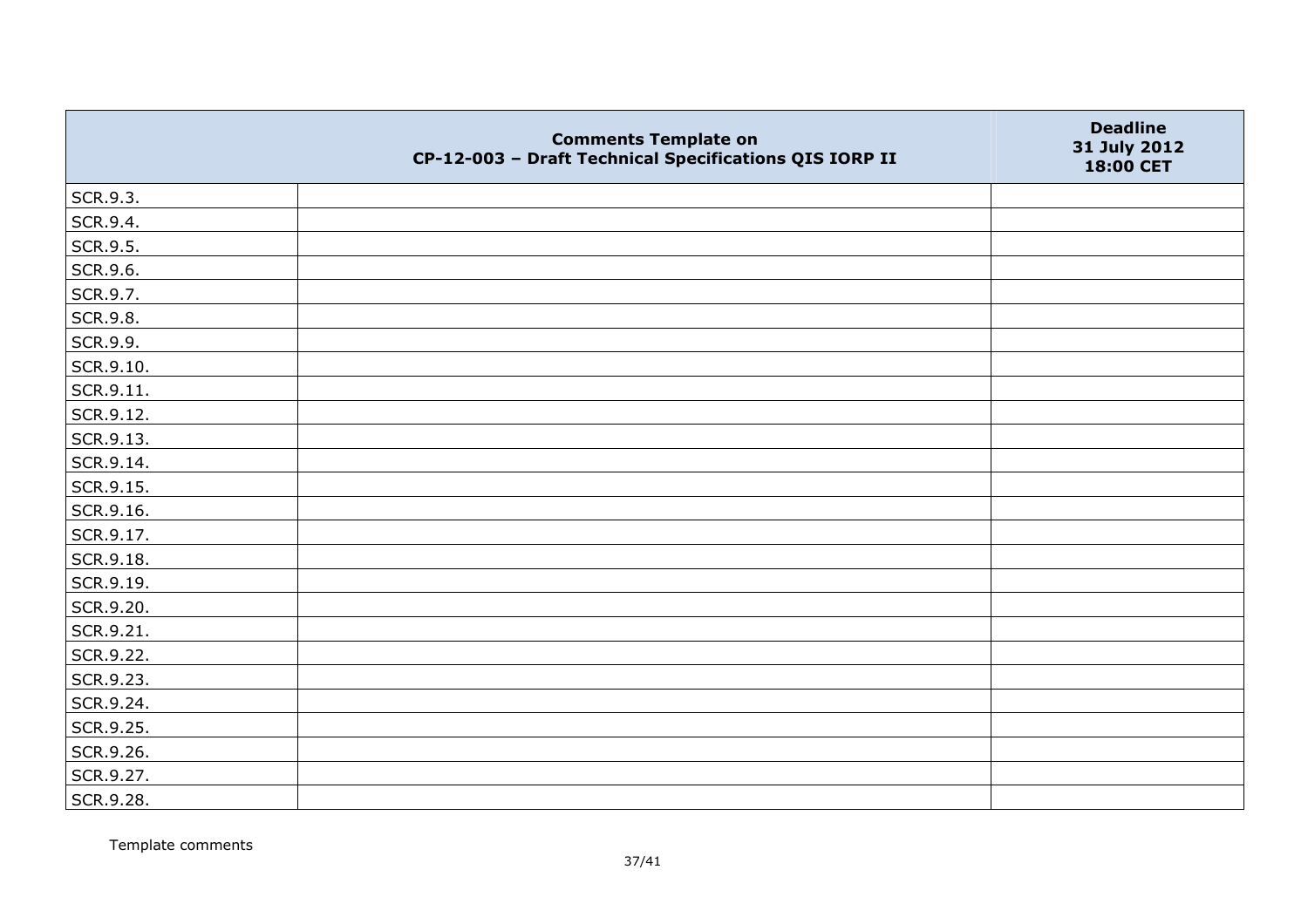| | Comments Template on CP-12-003 – Draft Technical Specifications QIS IORP II | Deadline 31 July 2012 18:00 CET |
|---|---|---|
| SCR.9.3. | | |
| SCR.9.4. | | |
| SCR.9.5. | | |
| SCR.9.6. | | |
| SCR.9.7. | | |
| SCR.9.8. | | |
| SCR.9.9. | | |
| SCR.9.10. | | |
| SCR.9.11. | | |
| SCR.9.12. | | |
| SCR.9.13. | | |
| SCR.9.14. | | |
| SCR.9.15. | | |
| SCR.9.16. | | |
| SCR.9.17. | | |
| SCR.9.18. | | |
| SCR.9.19. | | |
| SCR.9.20. | | |
| SCR.9.21. | | |
| SCR.9.22. | | |
| SCR.9.23. | | |
| SCR.9.24. | | |
| SCR.9.25. | | |
| SCR.9.26. | | |
| SCR.9.27. | | |
| SCR.9.28. | | |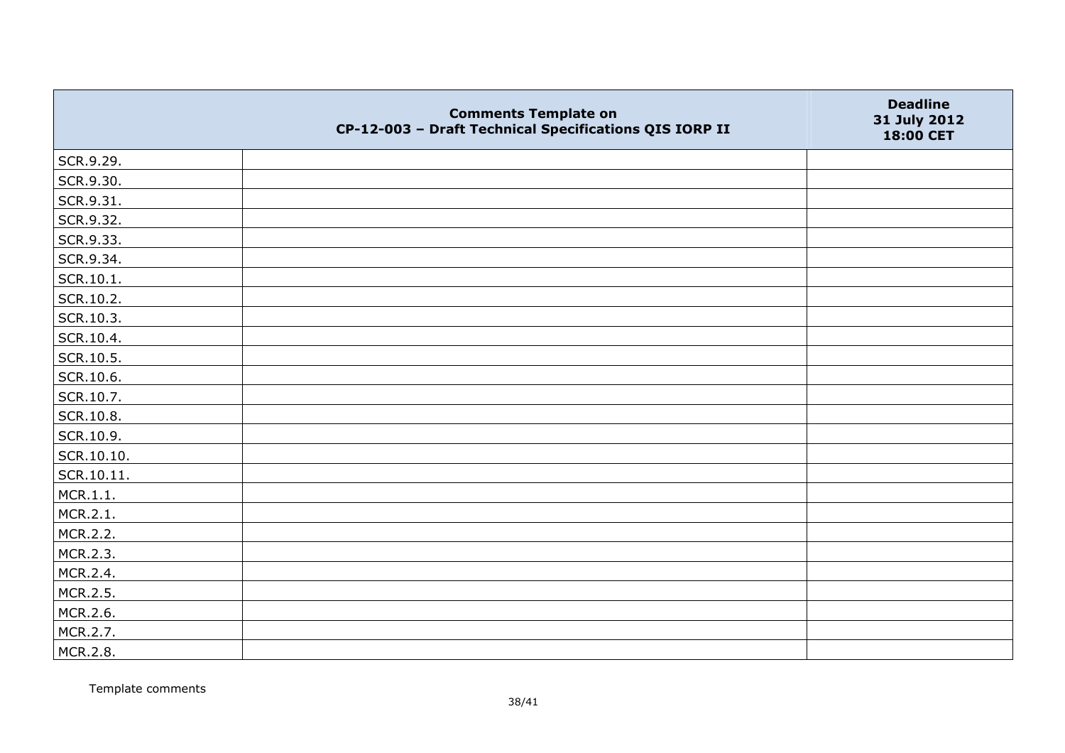|  | **Comments Template on CP-12-003 – Draft Technical Specifications QIS IORP II** | **Deadline 31 July 2012 18:00 CET** |
|---|---|---|
| SCR.9.29. | | |
| SCR.9.30. | | |
| SCR.9.31. | | |
| SCR.9.32. | | |
| SCR.9.33. | | |
| SCR.9.34. | | |
| SCR.10.1. | | |
| SCR.10.2. | | |
| SCR.10.3. | | |
| SCR.10.4. | | |
| SCR.10.5. | | |
| SCR.10.6. | | |
| SCR.10.7. | | |
| SCR.10.8. | | |
| SCR.10.9. | | |
| SCR.10.10. | | |
| SCR.10.11. | | |
| MCR.1.1. | | |
| MCR.2.1. | | |
| MCR.2.2. | | |
| MCR.2.3. | | |
| MCR.2.4. | | |
| MCR.2.5. | | |
| MCR.2.6. | | |
| MCR.2.7. | | |
| MCR.2.8. | | |

Template comments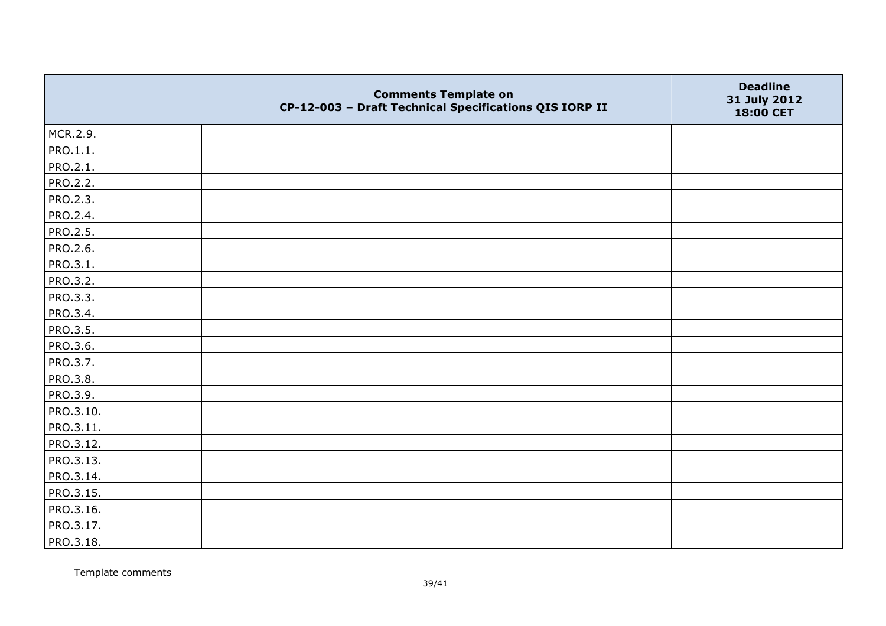|  | Comments Template on CP-12-003 – Draft Technical Specifications QIS IORP II | Deadline 31 July 2012 18:00 CET |
|---|---|---|
| MCR.2.9. |  |  |
| PRO.1.1. |  |  |
| PRO.2.1. |  |  |
| PRO.2.2. |  |  |
| PRO.2.3. |  |  |
| PRO.2.4. |  |  |
| PRO.2.5. |  |  |
| PRO.2.6. |  |  |
| PRO.3.1. |  |  |
| PRO.3.2. |  |  |
| PRO.3.3. |  |  |
| PRO.3.4. |  |  |
| PRO.3.5. |  |  |
| PRO.3.6. |  |  |
| PRO.3.7. |  |  |
| PRO.3.8. |  |  |
| PRO.3.9. |  |  |
| PRO.3.10. |  |  |
| PRO.3.11. |  |  |
| PRO.3.12. |  |  |
| PRO.3.13. |  |  |
| PRO.3.14. |  |  |
| PRO.3.15. |  |  |
| PRO.3.16. |  |  |
| PRO.3.17. |  |  |
| PRO.3.18. |  |  |

Template comments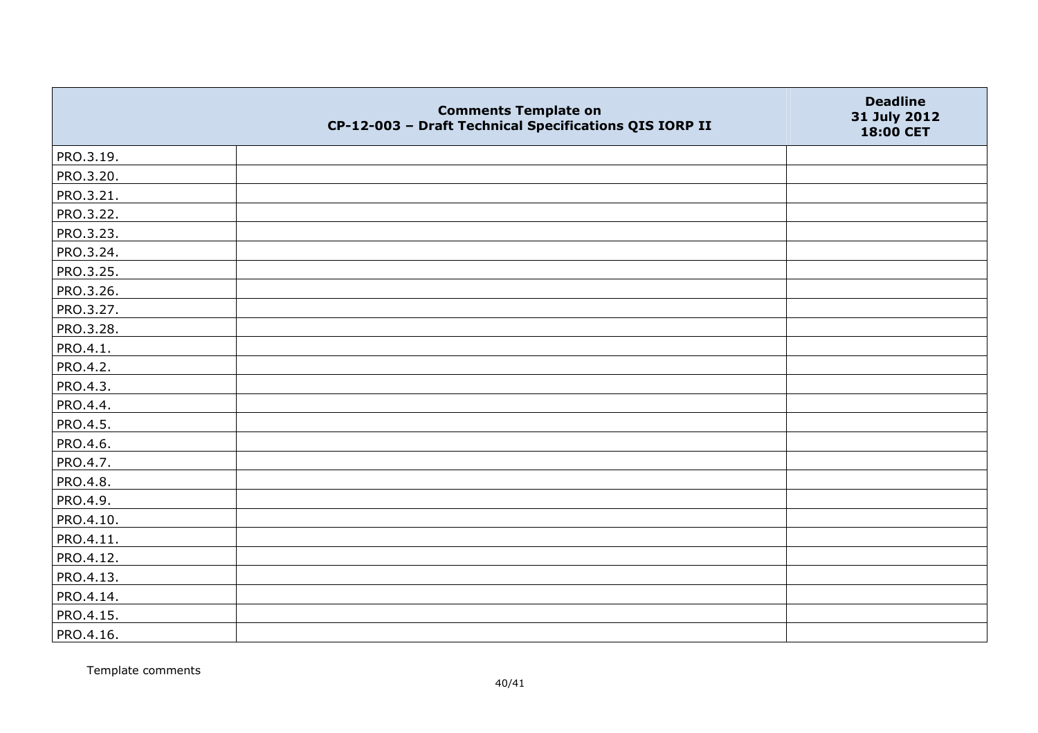| | Comments Template on CP-12-003 – Draft Technical Specifications QIS IORP II | Deadline 31 July 2012 18:00 CET |
|---|---|---|
| PRO.3.19. | | |
| PRO.3.20. | | |
| PRO.3.21. | | |
| PRO.3.22. | | |
| PRO.3.23. | | |
| PRO.3.24. | | |
| PRO.3.25. | | |
| PRO.3.26. | | |
| PRO.3.27. | | |
| PRO.3.28. | | |
| PRO.4.1. | | |
| PRO.4.2. | | |
| PRO.4.3. | | |
| PRO.4.4. | | |
| PRO.4.5. | | |
| PRO.4.6. | | |
| PRO.4.7. | | |
| PRO.4.8. | | |
| PRO.4.9. | | |
| PRO.4.10. | | |
| PRO.4.11. | | |
| PRO.4.12. | | |
| PRO.4.13. | | |
| PRO.4.14. | | |
| PRO.4.15. | | |
| PRO.4.16. | | |

Template comments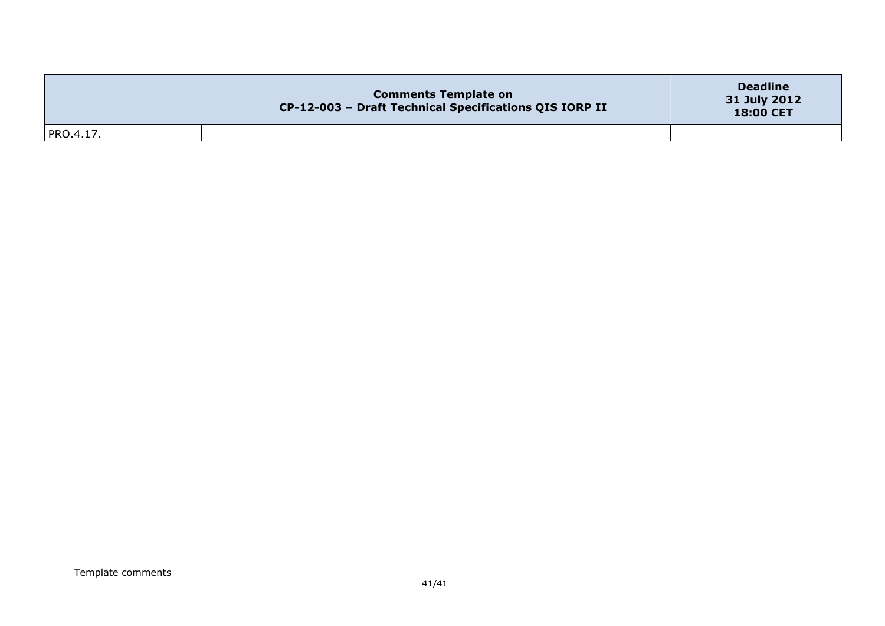| | Comments Template on CP-12-003 – Draft Technical Specifications QIS IORP II | Deadline 31 July 2012 18:00 CET |
|---|---|---|
| PRO.4.17. | | |